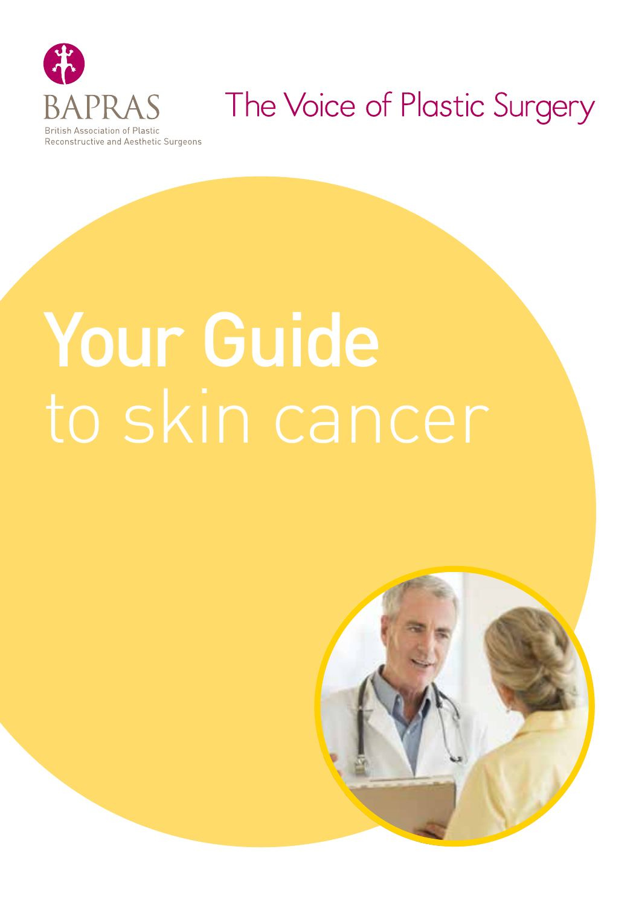BAPRAS

British Association of Plastic Reconstructive and Aesthetic Surgeons

The Voice of Plastic Surgery

# Your Guide to skin cancer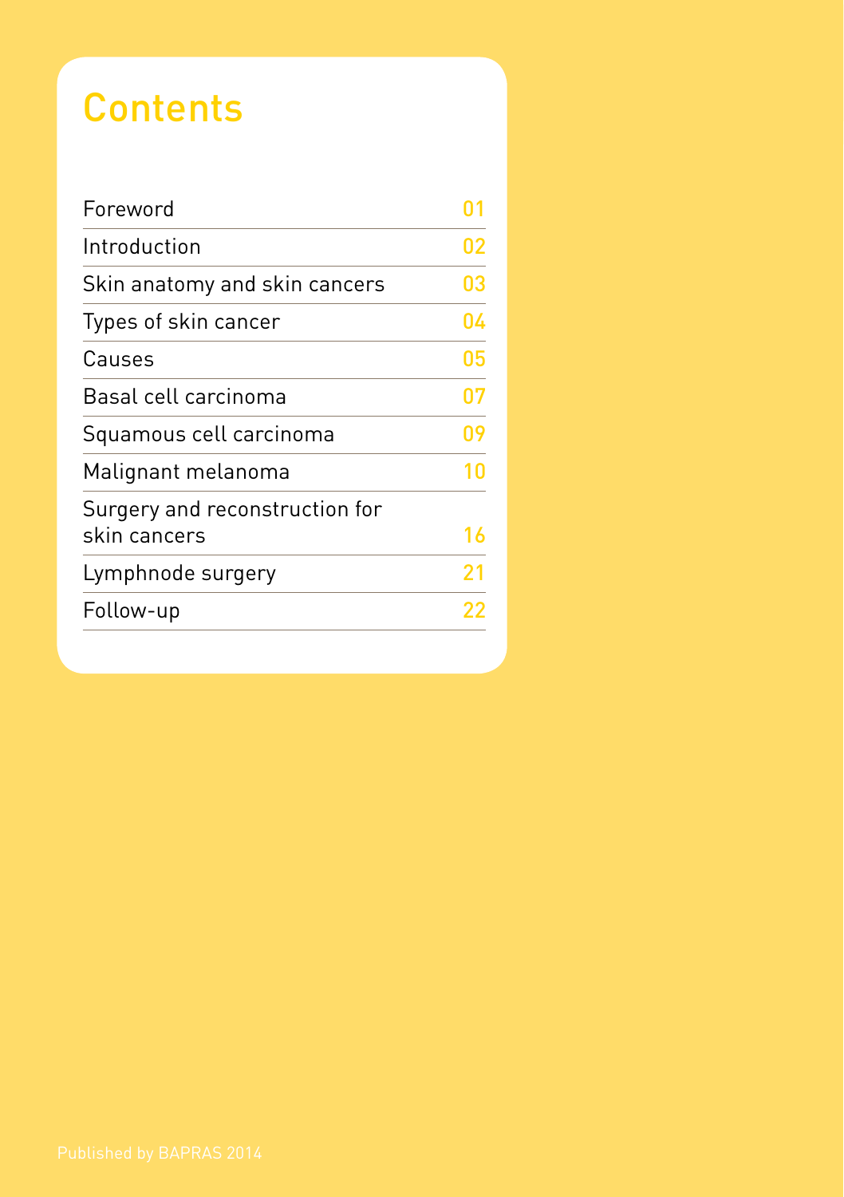# Contents

| | |
|---|---|
| Foreword | 01 |
| Introduction | 02 |
| Skin anatomy and skin cancers | 03 |
| Types of skin cancer | 04 |
| Causes | 05 |
| Basal cell carcinoma | 07 |
| Squamous cell carcinoma | 09 |
| Malignant melanoma | 10 |
| Surgery and reconstruction for skin cancers | 16 |
| Lymphnode surgery | 21 |
| Follow-up | 22 |

Published by BAPRAS 2014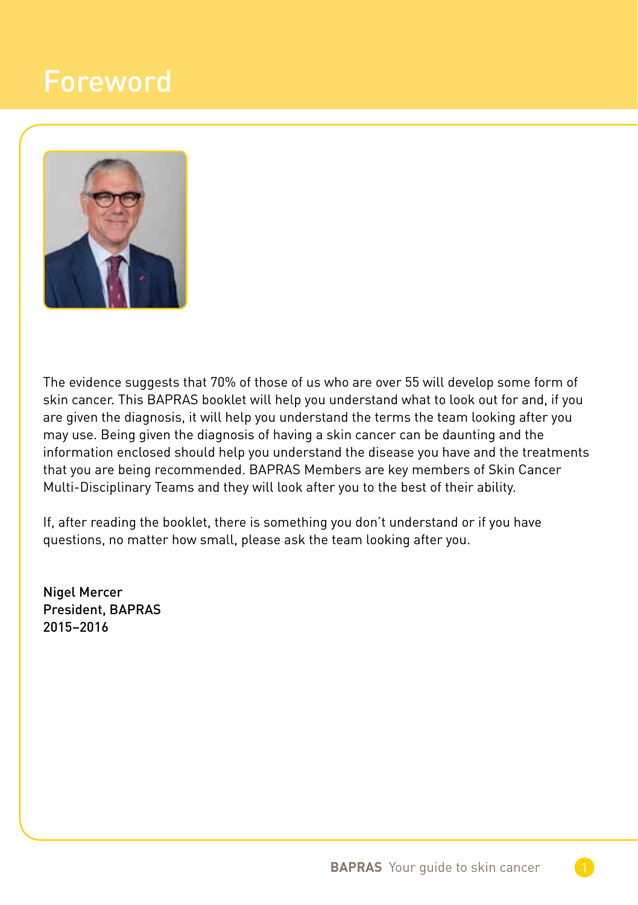# Foreword

The evidence suggests that 70% of those of us who are over 55 will develop some form of skin cancer. This BAPRAS booklet will help you understand what to look out for and, if you are given the diagnosis, it will help you understand the terms the team looking after you may use. Being given the diagnosis of having a skin cancer can be daunting and the information enclosed should help you understand the disease you have and the treatments that you are being recommended. BAPRAS Members are key members of Skin Cancer Multi-Disciplinary Teams and they will look after you to the best of their ability.

If, after reading the booklet, there is something you don't understand or if you have questions, no matter how small, please ask the team looking after you.

Nigel Mercer
President, BAPRAS
2015–2016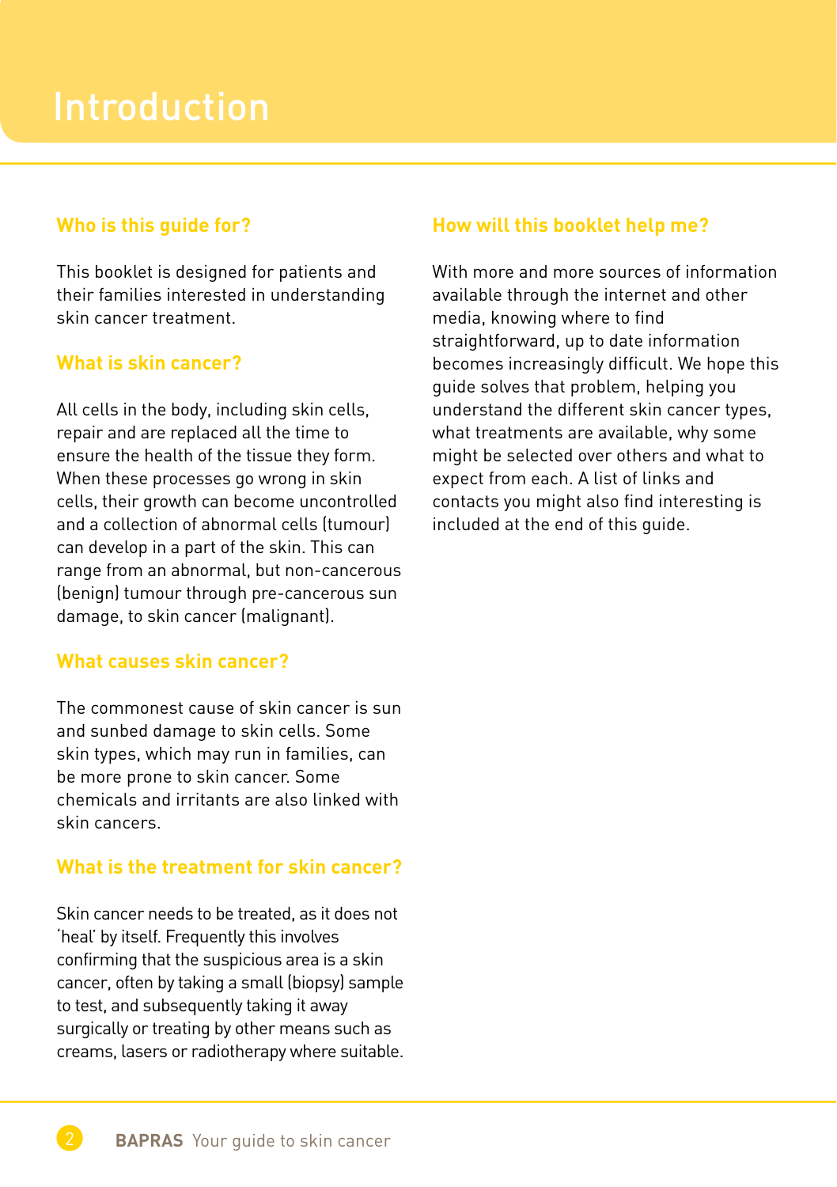# Introduction

## Who is this guide for?

This booklet is designed for patients and their families interested in understanding skin cancer treatment.

## What is skin cancer?

All cells in the body, including skin cells, repair and are replaced all the time to ensure the health of the tissue they form. When these processes go wrong in skin cells, their growth can become uncontrolled and a collection of abnormal cells (tumour) can develop in a part of the skin. This can range from an abnormal, but non-cancerous (benign) tumour through pre-cancerous sun damage, to skin cancer (malignant).

## What causes skin cancer?

The commonest cause of skin cancer is sun and sunbed damage to skin cells. Some skin types, which may run in families, can be more prone to skin cancer. Some chemicals and irritants are also linked with skin cancers.

## What is the treatment for skin cancer?

Skin cancer needs to be treated, as it does not 'heal' by itself. Frequently this involves confirming that the suspicious area is a skin cancer, often by taking a small (biopsy) sample to test, and subsequently taking it away surgically or treating by other means such as creams, lasers or radiotherapy where suitable.

## How will this booklet help me?

With more and more sources of information available through the internet and other media, knowing where to find straightforward, up to date information becomes increasingly difficult. We hope this guide solves that problem, helping you understand the different skin cancer types, what treatments are available, why some might be selected over others and what to expect from each. A list of links and contacts you might also find interesting is included at the end of this guide.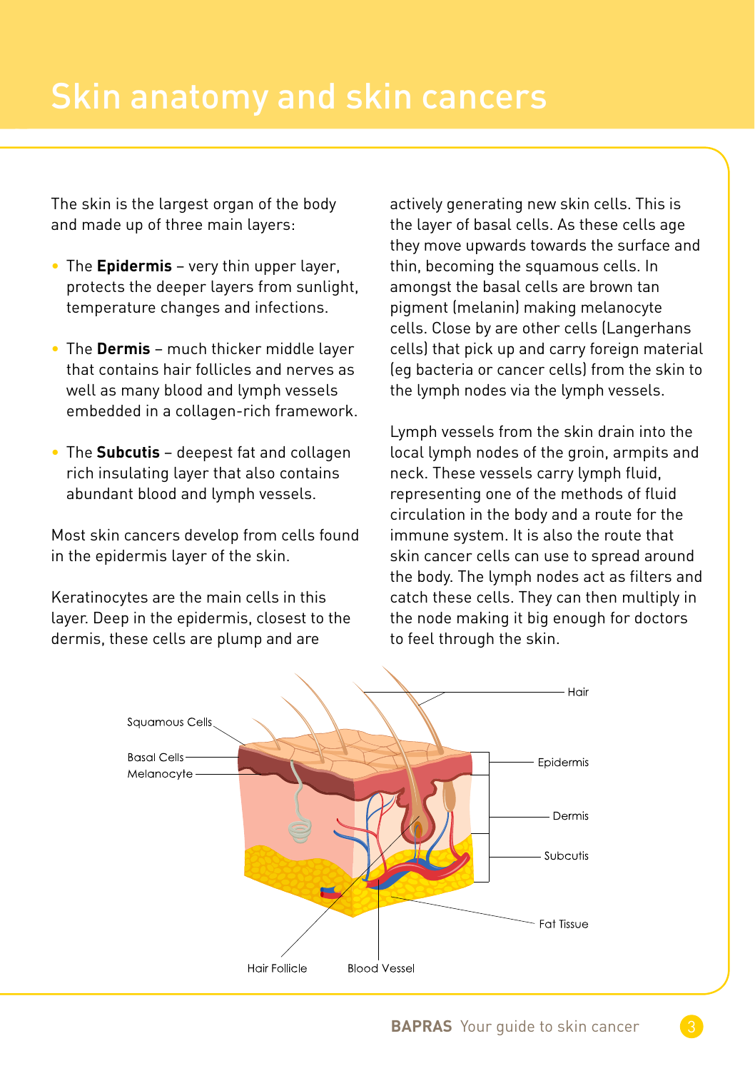# Skin anatomy and skin cancers

The skin is the largest organ of the body and made up of three main layers:

- The **Epidermis** – very thin upper layer, protects the deeper layers from sunlight, temperature changes and infections.
- The **Dermis** – much thicker middle layer that contains hair follicles and nerves as well as many blood and lymph vessels embedded in a collagen-rich framework.
- The **Subcutis** – deepest fat and collagen rich insulating layer that also contains abundant blood and lymph vessels.

Most skin cancers develop from cells found in the epidermis layer of the skin.

Keratinocytes are the main cells in this layer. Deep in the epidermis, closest to the dermis, these cells are plump and are actively generating new skin cells. This is the layer of basal cells. As these cells age they move upwards towards the surface and thin, becoming the squamous cells. In amongst the basal cells are brown tan pigment (melanin) making melanocyte cells. Close by are other cells (Langerhans cells) that pick up and carry foreign material (eg bacteria or cancer cells) from the skin to the lymph nodes via the lymph vessels.

Lymph vessels from the skin drain into the local lymph nodes of the groin, armpits and neck. These vessels carry lymph fluid, representing one of the methods of fluid circulation in the body and a route for the immune system. It is also the route that skin cancer cells can use to spread around the body. The lymph nodes act as filters and catch these cells. They can then multiply in the node making it big enough for doctors to feel through the skin.

Squamous Cells
Basal Cells
Melanocyte
Hair
Epidermis
Dermis
Subcutis
Fat Tissue
Hair Follicle
Blood Vessel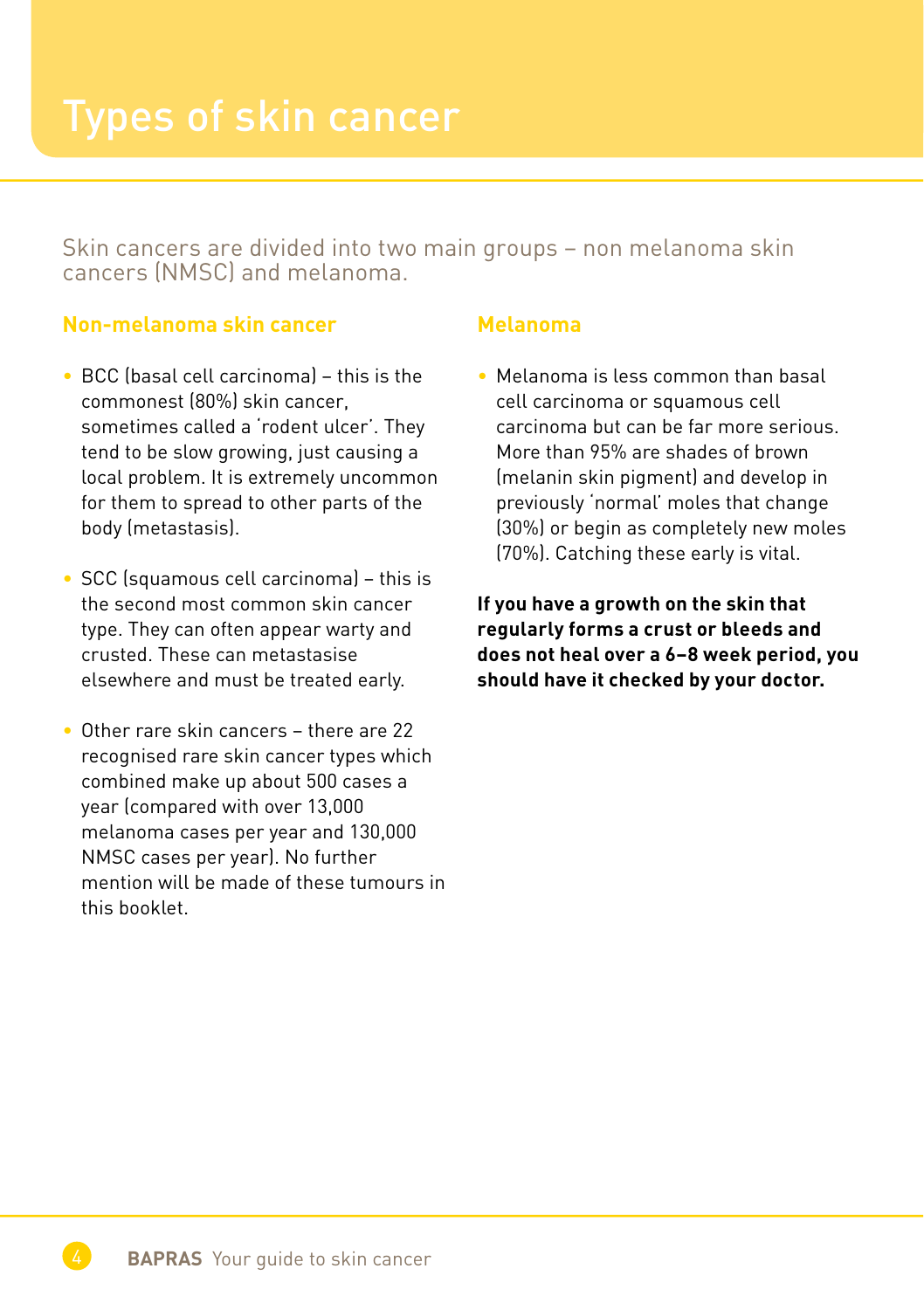# Types of skin cancer

Skin cancers are divided into two main groups – non melanoma skin cancers (NMSC) and melanoma.

## Non-melanoma skin cancer

- BCC (basal cell carcinoma) – this is the commonest (80%) skin cancer, sometimes called a 'rodent ulcer'. They tend to be slow growing, just causing a local problem. It is extremely uncommon for them to spread to other parts of the body (metastasis).
- SCC (squamous cell carcinoma) – this is the second most common skin cancer type. They can often appear warty and crusted. These can metastasise elsewhere and must be treated early.
- Other rare skin cancers – there are 22 recognised rare skin cancer types which combined make up about 500 cases a year (compared with over 13,000 melanoma cases per year and 130,000 NMSC cases per year). No further mention will be made of these tumours in this booklet.

## Melanoma

- Melanoma is less common than basal cell carcinoma or squamous cell carcinoma but can be far more serious. More than 95% are shades of brown (melanin skin pigment) and develop in previously 'normal' moles that change (30%) or begin as completely new moles (70%). Catching these early is vital.

**If you have a growth on the skin that regularly forms a crust or bleeds and does not heal over a 6–8 week period, you should have it checked by your doctor.**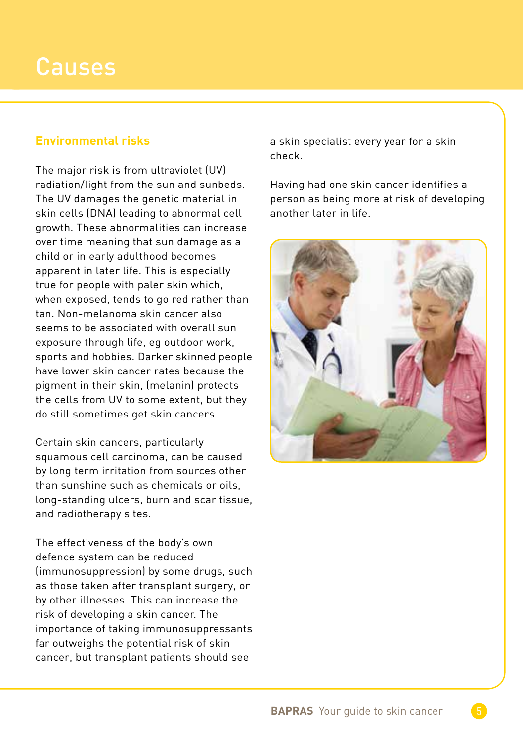# Causes

## Environmental risks

The major risk is from ultraviolet (UV) radiation/light from the sun and sunbeds. The UV damages the genetic material in skin cells (DNA) leading to abnormal cell growth. These abnormalities can increase over time meaning that sun damage as a child or in early adulthood becomes apparent in later life. This is especially true for people with paler skin which, when exposed, tends to go red rather than tan. Non-melanoma skin cancer also seems to be associated with overall sun exposure through life, eg outdoor work, sports and hobbies. Darker skinned people have lower skin cancer rates because the pigment in their skin, (melanin) protects the cells from UV to some extent, but they do still sometimes get skin cancers.

Certain skin cancers, particularly squamous cell carcinoma, can be caused by long term irritation from sources other than sunshine such as chemicals or oils, long-standing ulcers, burn and scar tissue, and radiotherapy sites.

The effectiveness of the body's own defence system can be reduced (immunosuppression) by some drugs, such as those taken after transplant surgery, or by other illnesses. This can increase the risk of developing a skin cancer. The importance of taking immunosuppressants far outweighs the potential risk of skin cancer, but transplant patients should see a skin specialist every year for a skin check.

Having had one skin cancer identifies a person as being more at risk of developing another later in life.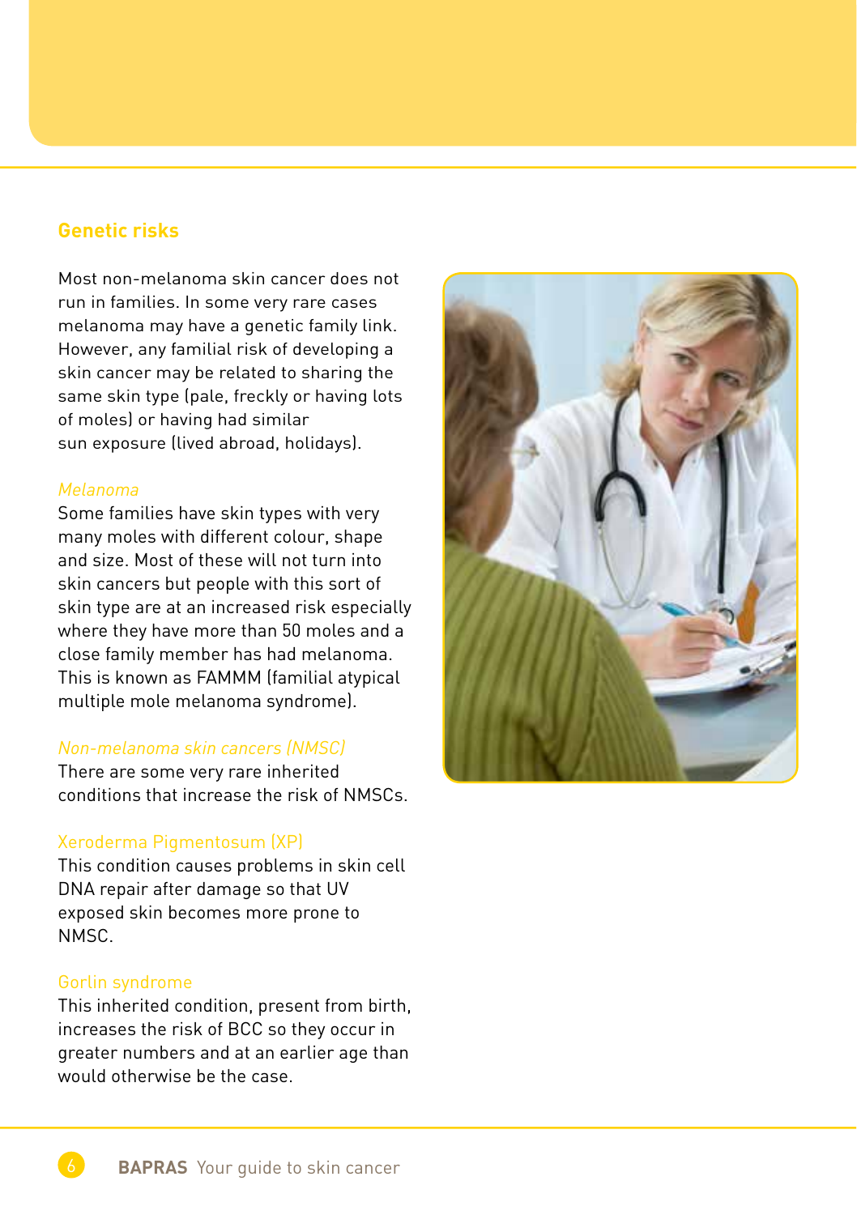## Genetic risks

Most non-melanoma skin cancer does not run in families. In some very rare cases melanoma may have a genetic family link. However, any familial risk of developing a skin cancer may be related to sharing the same skin type (pale, freckly or having lots of moles) or having had similar sun exposure (lived abroad, holidays).

### *Melanoma*

Some families have skin types with very many moles with different colour, shape and size. Most of these will not turn into skin cancers but people with this sort of skin type are at an increased risk especially where they have more than 50 moles and a close family member has had melanoma. This is known as FAMMM (familial atypical multiple mole melanoma syndrome).

### *Non-melanoma skin cancers (NMSC)*

There are some very rare inherited conditions that increase the risk of NMSCs.

### Xeroderma Pigmentosum (XP)

This condition causes problems in skin cell DNA repair after damage so that UV exposed skin becomes more prone to NMSC.

### Gorlin syndrome

This inherited condition, present from birth, increases the risk of BCC so they occur in greater numbers and at an earlier age than would otherwise be the case.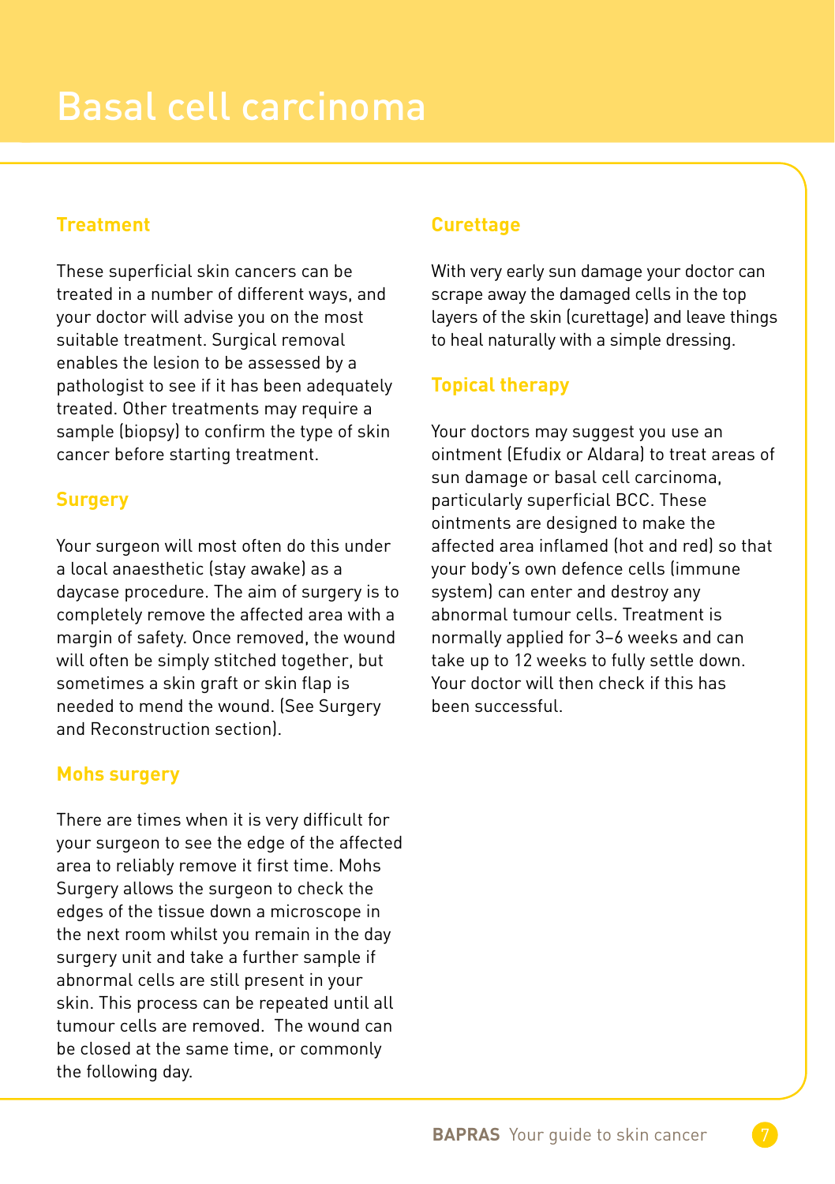# Basal cell carcinoma

## Treatment

These superficial skin cancers can be treated in a number of different ways, and your doctor will advise you on the most suitable treatment. Surgical removal enables the lesion to be assessed by a pathologist to see if it has been adequately treated. Other treatments may require a sample (biopsy) to confirm the type of skin cancer before starting treatment.

## Surgery

Your surgeon will most often do this under a local anaesthetic (stay awake) as a daycase procedure. The aim of surgery is to completely remove the affected area with a margin of safety. Once removed, the wound will often be simply stitched together, but sometimes a skin graft or skin flap is needed to mend the wound. (See Surgery and Reconstruction section).

## Mohs surgery

There are times when it is very difficult for your surgeon to see the edge of the affected area to reliably remove it first time. Mohs Surgery allows the surgeon to check the edges of the tissue down a microscope in the next room whilst you remain in the day surgery unit and take a further sample if abnormal cells are still present in your skin. This process can be repeated until all tumour cells are removed. The wound can be closed at the same time, or commonly the following day.

## Curettage

With very early sun damage your doctor can scrape away the damaged cells in the top layers of the skin (curettage) and leave things to heal naturally with a simple dressing.

## Topical therapy

Your doctors may suggest you use an ointment (Efudix or Aldara) to treat areas of sun damage or basal cell carcinoma, particularly superficial BCC. These ointments are designed to make the affected area inflamed (hot and red) so that your body's own defence cells (immune system) can enter and destroy any abnormal tumour cells. Treatment is normally applied for 3–6 weeks and can take up to 12 weeks to fully settle down. Your doctor will then check if this has been successful.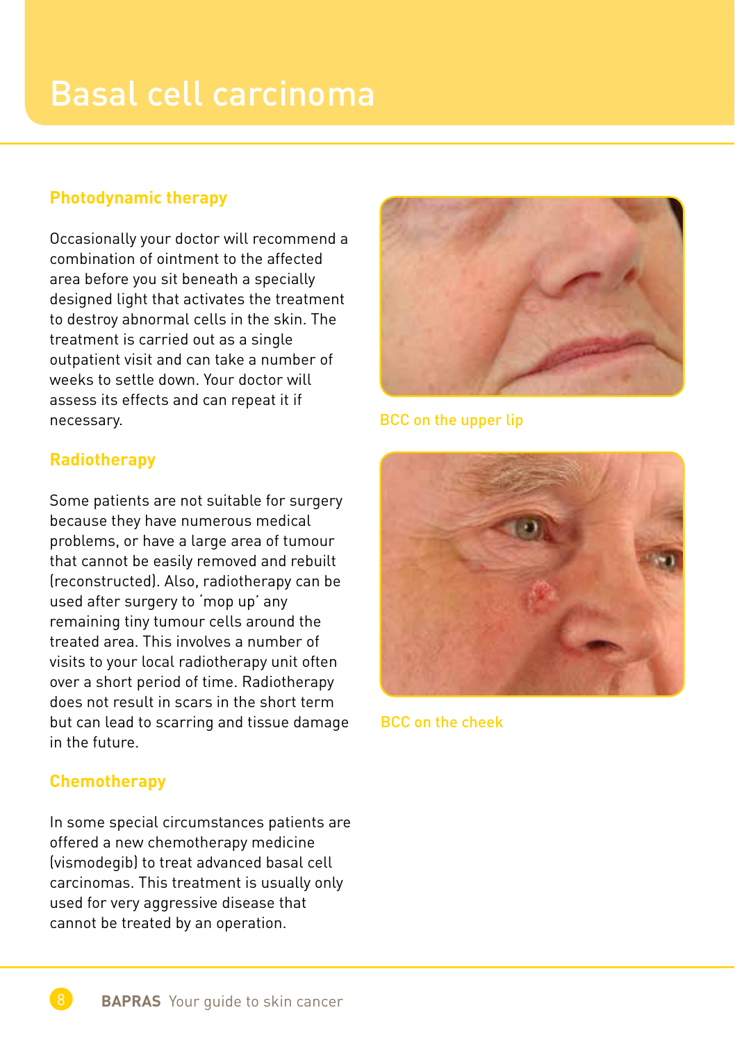# Basal cell carcinoma

## Photodynamic therapy

Occasionally your doctor will recommend a combination of ointment to the affected area before you sit beneath a specially designed light that activates the treatment to destroy abnormal cells in the skin. The treatment is carried out as a single outpatient visit and can take a number of weeks to settle down. Your doctor will assess its effects and can repeat it if necessary.

## Radiotherapy

Some patients are not suitable for surgery because they have numerous medical problems, or have a large area of tumour that cannot be easily removed and rebuilt (reconstructed). Also, radiotherapy can be used after surgery to 'mop up' any remaining tiny tumour cells around the treated area. This involves a number of visits to your local radiotherapy unit often over a short period of time. Radiotherapy does not result in scars in the short term but can lead to scarring and tissue damage in the future.

## Chemotherapy

In some special circumstances patients are offered a new chemotherapy medicine (vismodegib) to treat advanced basal cell carcinomas. This treatment is usually only used for very aggressive disease that cannot be treated by an operation.

BCC on the upper lip

BCC on the cheek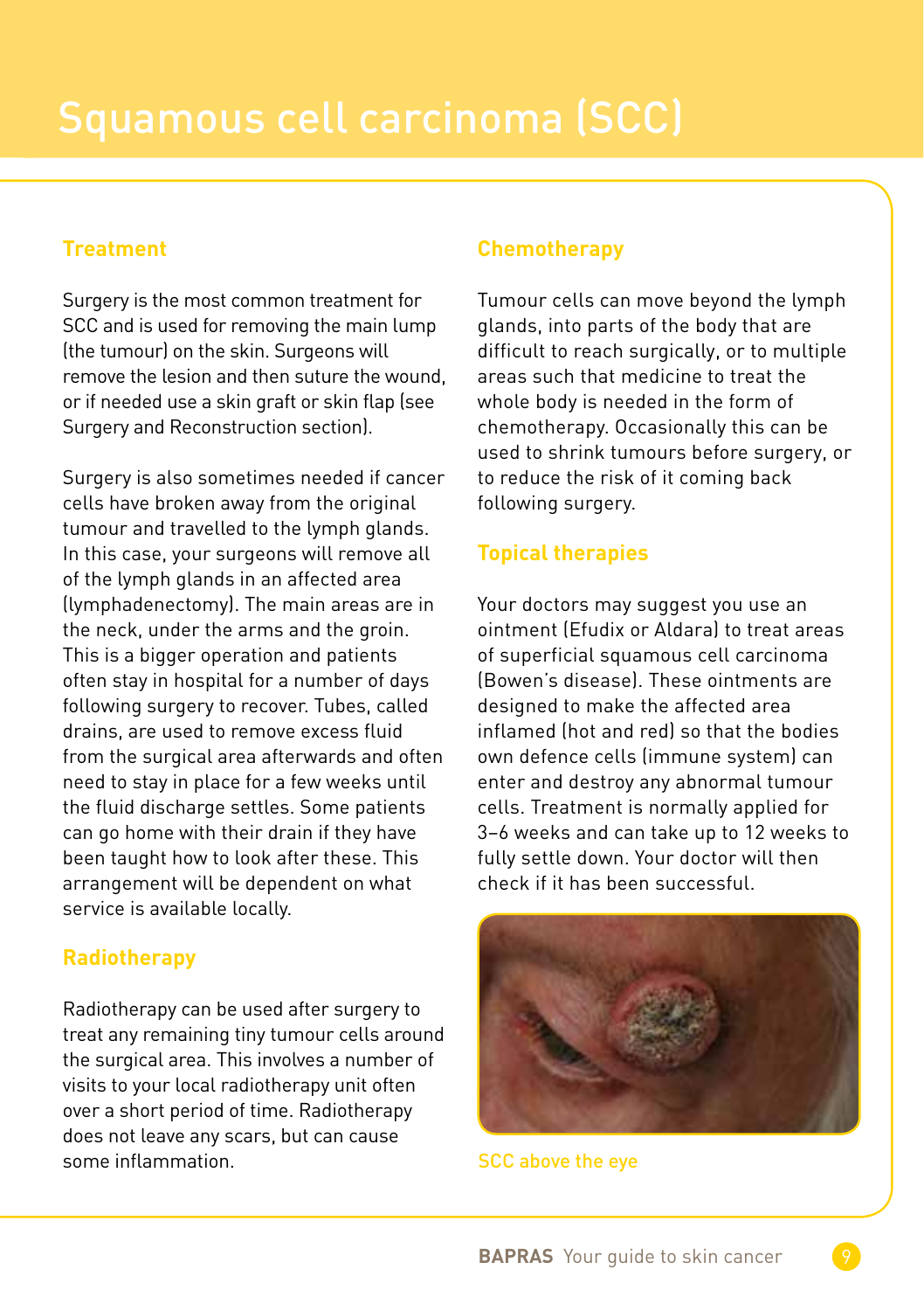# Squamous cell carcinoma (SCC)

## Treatment

Surgery is the most common treatment for SCC and is used for removing the main lump (the tumour) on the skin. Surgeons will remove the lesion and then suture the wound, or if needed use a skin graft or skin flap (see Surgery and Reconstruction section).

Surgery is also sometimes needed if cancer cells have broken away from the original tumour and travelled to the lymph glands. In this case, your surgeons will remove all of the lymph glands in an affected area (lymphadenectomy). The main areas are in the neck, under the arms and the groin. This is a bigger operation and patients often stay in hospital for a number of days following surgery to recover. Tubes, called drains, are used to remove excess fluid from the surgical area afterwards and often need to stay in place for a few weeks until the fluid discharge settles. Some patients can go home with their drain if they have been taught how to look after these. This arrangement will be dependent on what service is available locally.

## Radiotherapy

Radiotherapy can be used after surgery to treat any remaining tiny tumour cells around the surgical area. This involves a number of visits to your local radiotherapy unit often over a short period of time. Radiotherapy does not leave any scars, but can cause some inflammation.

## Chemotherapy

Tumour cells can move beyond the lymph glands, into parts of the body that are difficult to reach surgically, or to multiple areas such that medicine to treat the whole body is needed in the form of chemotherapy. Occasionally this can be used to shrink tumours before surgery, or to reduce the risk of it coming back following surgery.

## Topical therapies

Your doctors may suggest you use an ointment (Efudix or Aldara) to treat areas of superficial squamous cell carcinoma (Bowen's disease). These ointments are designed to make the affected area inflamed (hot and red) so that the bodies own defence cells (immune system) can enter and destroy any abnormal tumour cells. Treatment is normally applied for 3–6 weeks and can take up to 12 weeks to fully settle down. Your doctor will then check if it has been successful.

SCC above the eye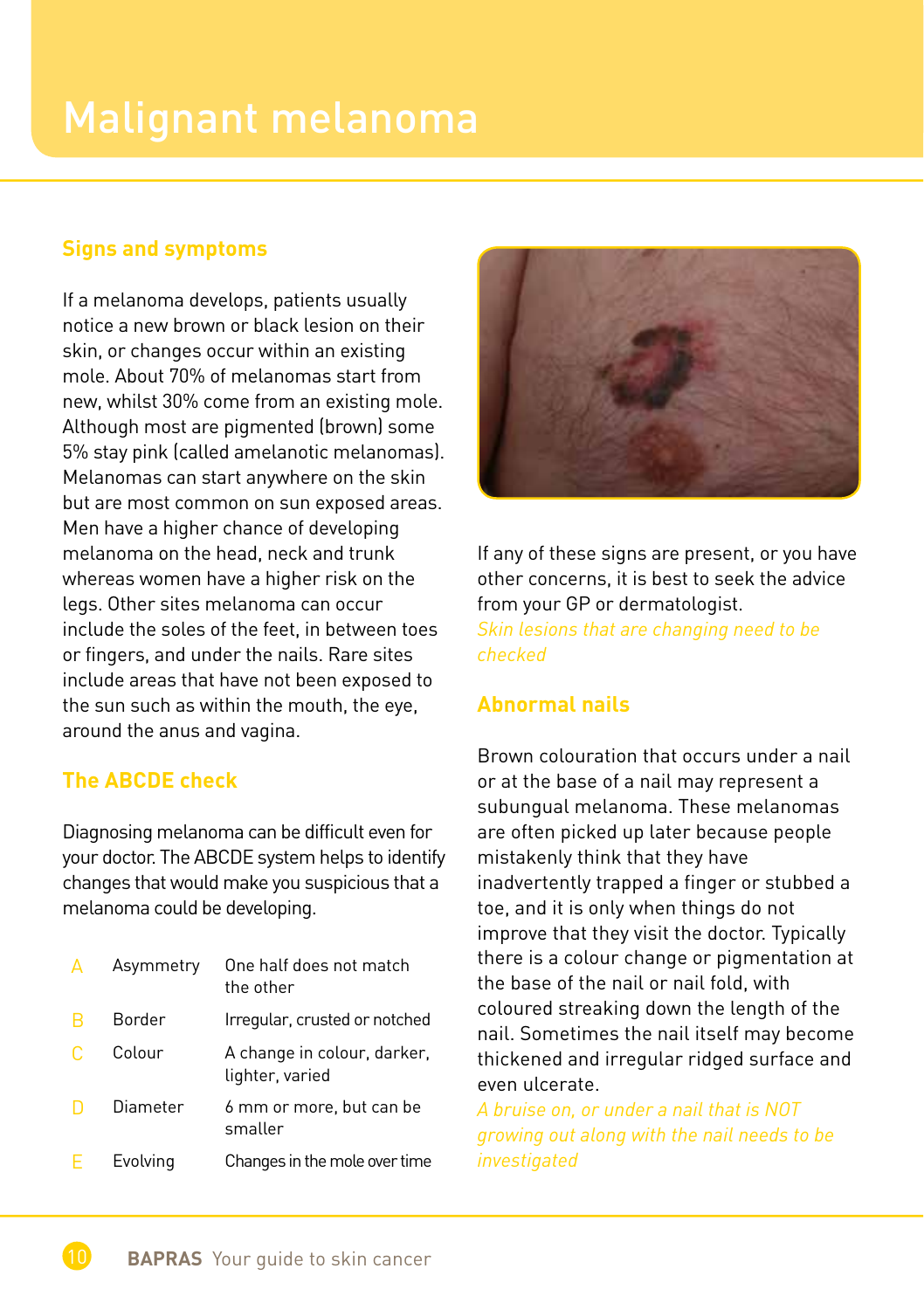# Malignant melanoma

## Signs and symptoms

If a melanoma develops, patients usually notice a new brown or black lesion on their skin, or changes occur within an existing mole. About 70% of melanomas start from new, whilst 30% come from an existing mole. Although most are pigmented (brown) some 5% stay pink (called amelanotic melanomas). Melanomas can start anywhere on the skin but are most common on sun exposed areas. Men have a higher chance of developing melanoma on the head, neck and trunk whereas women have a higher risk on the legs. Other sites melanoma can occur include the soles of the feet, in between toes or fingers, and under the nails. Rare sites include areas that have not been exposed to the sun such as within the mouth, the eye, around the anus and vagina.

## The ABCDE check

Diagnosing melanoma can be difficult even for your doctor. The ABCDE system helps to identify changes that would make you suspicious that a melanoma could be developing.

| | | |
|---|---|---|
| A | Asymmetry | One half does not match the other |
| B | Border | Irregular, crusted or notched |
| C | Colour | A change in colour, darker, lighter, varied |
| D | Diameter | 6 mm or more, but can be smaller |
| E | Evolving | Changes in the mole over time |

If any of these signs are present, or you have other concerns, it is best to seek the advice from your GP or dermatologist.

*Skin lesions that are changing need to be checked*

## Abnormal nails

Brown colouration that occurs under a nail or at the base of a nail may represent a subungual melanoma. These melanomas are often picked up later because people mistakenly think that they have inadvertently trapped a finger or stubbed a toe, and it is only when things do not improve that they visit the doctor. Typically there is a colour change or pigmentation at the base of the nail or nail fold, with coloured streaking down the length of the nail. Sometimes the nail itself may become thickened and irregular ridged surface and even ulcerate.

*A bruise on, or under a nail that is NOT growing out along with the nail needs to be investigated*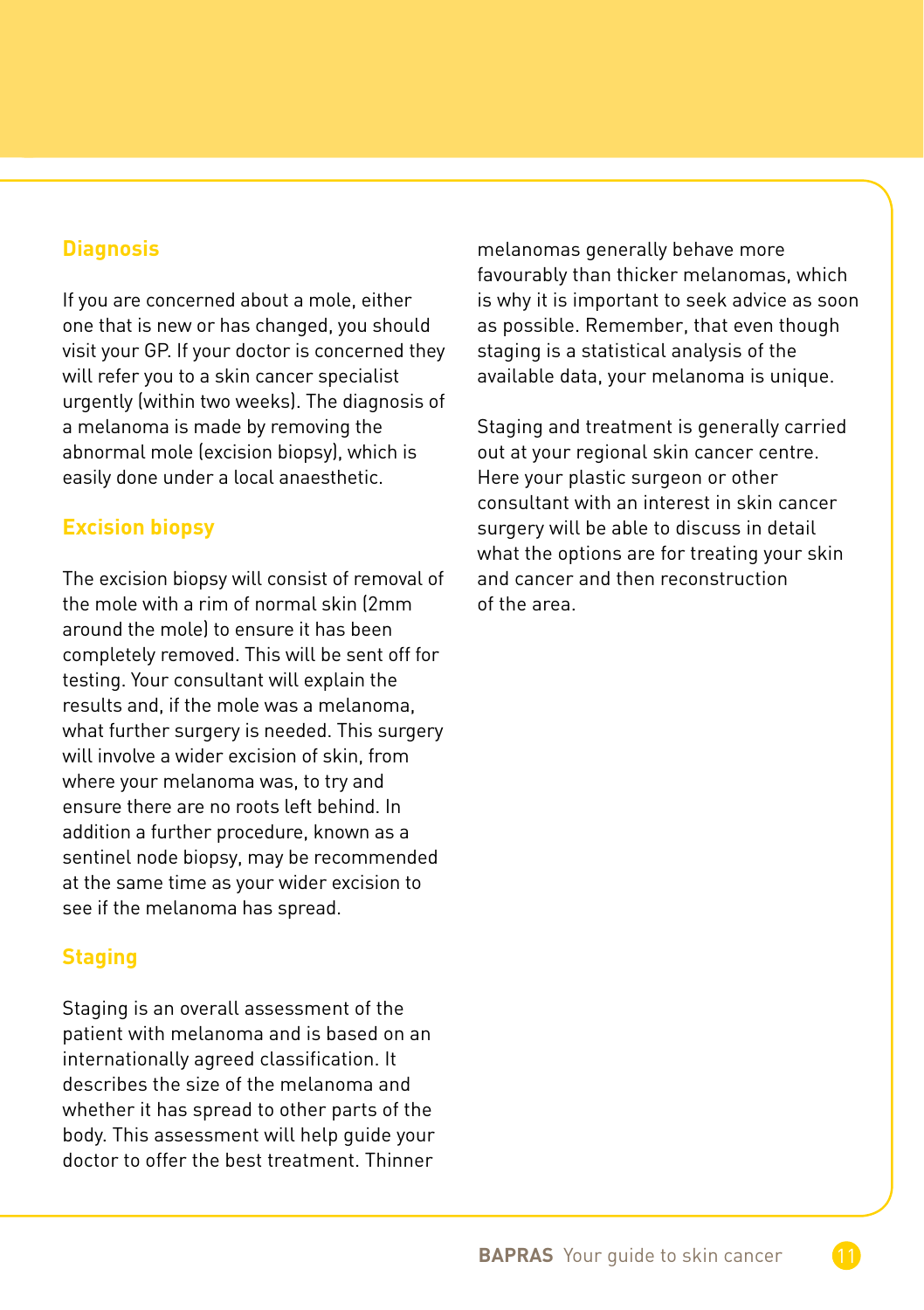## Diagnosis

If you are concerned about a mole, either one that is new or has changed, you should visit your GP. If your doctor is concerned they will refer you to a skin cancer specialist urgently (within two weeks). The diagnosis of a melanoma is made by removing the abnormal mole (excision biopsy), which is easily done under a local anaesthetic.

## Excision biopsy

The excision biopsy will consist of removal of the mole with a rim of normal skin (2mm around the mole) to ensure it has been completely removed. This will be sent off for testing. Your consultant will explain the results and, if the mole was a melanoma, what further surgery is needed. This surgery will involve a wider excision of skin, from where your melanoma was, to try and ensure there are no roots left behind. In addition a further procedure, known as a sentinel node biopsy, may be recommended at the same time as your wider excision to see if the melanoma has spread.

## Staging

Staging is an overall assessment of the patient with melanoma and is based on an internationally agreed classification. It describes the size of the melanoma and whether it has spread to other parts of the body. This assessment will help guide your doctor to offer the best treatment. Thinner melanomas generally behave more favourably than thicker melanomas, which is why it is important to seek advice as soon as possible. Remember, that even though staging is a statistical analysis of the available data, your melanoma is unique.

Staging and treatment is generally carried out at your regional skin cancer centre. Here your plastic surgeon or other consultant with an interest in skin cancer surgery will be able to discuss in detail what the options are for treating your skin and cancer and then reconstruction of the area.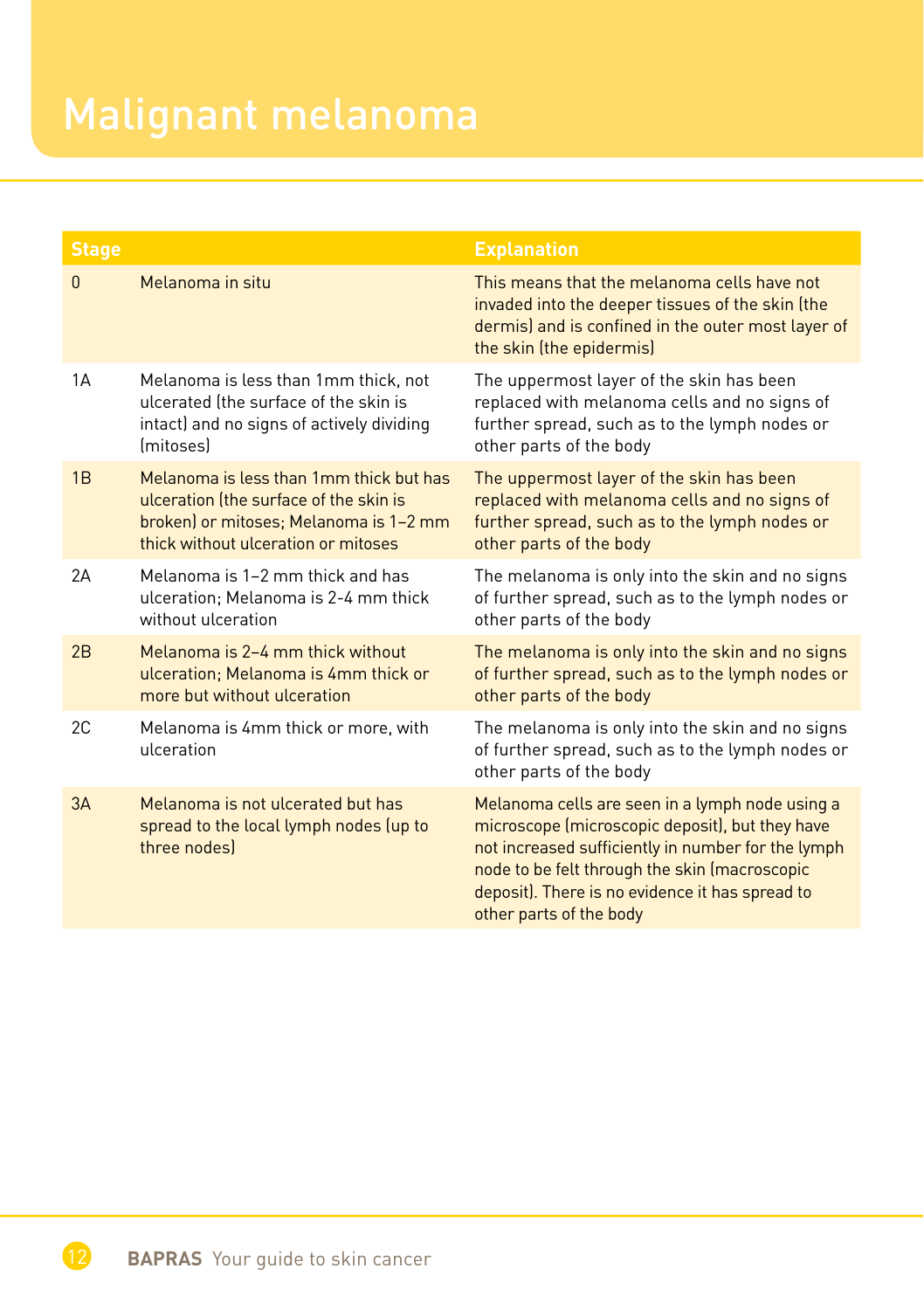# Malignant melanoma

| Stage | | Explanation |
|---|---|---|
| 0 | Melanoma in situ | This means that the melanoma cells have not invaded into the deeper tissues of the skin (the dermis) and is confined in the outer most layer of the skin (the epidermis) |
| 1A | Melanoma is less than 1mm thick, not ulcerated (the surface of the skin is intact) and no signs of actively dividing (mitoses) | The uppermost layer of the skin has been replaced with melanoma cells and no signs of further spread, such as to the lymph nodes or other parts of the body |
| 1B | Melanoma is less than 1mm thick but has ulceration (the surface of the skin is broken) or mitoses; Melanoma is 1–2 mm thick without ulceration or mitoses | The uppermost layer of the skin has been replaced with melanoma cells and no signs of further spread, such as to the lymph nodes or other parts of the body |
| 2A | Melanoma is 1–2 mm thick and has ulceration; Melanoma is 2-4 mm thick without ulceration | The melanoma is only into the skin and no signs of further spread, such as to the lymph nodes or other parts of the body |
| 2B | Melanoma is 2–4 mm thick without ulceration; Melanoma is 4mm thick or more but without ulceration | The melanoma is only into the skin and no signs of further spread, such as to the lymph nodes or other parts of the body |
| 2C | Melanoma is 4mm thick or more, with ulceration | The melanoma is only into the skin and no signs of further spread, such as to the lymph nodes or other parts of the body |
| 3A | Melanoma is not ulcerated but has spread to the local lymph nodes (up to three nodes) | Melanoma cells are seen in a lymph node using a microscope (microscopic deposit), but they have not increased sufficiently in number for the lymph node to be felt through the skin (macroscopic deposit). There is no evidence it has spread to other parts of the body |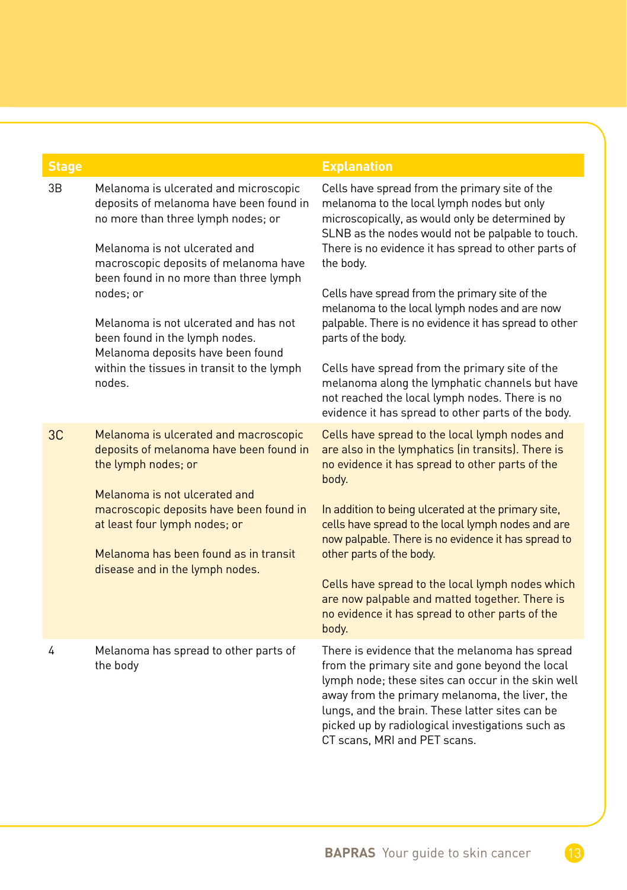| Stage | | Explanation |
|---|---|---|
| 3B | Melanoma is ulcerated and microscopic deposits of melanoma have been found in no more than three lymph nodes; or | Cells have spread from the primary site of the melanoma to the local lymph nodes but only microscopically, as would only be determined by SLNB as the nodes would not be palpable to touch. There is no evidence it has spread to other parts of the body. |
| | Melanoma is not ulcerated and macroscopic deposits of melanoma have been found in no more than three lymph nodes; or | Cells have spread from the primary site of the melanoma to the local lymph nodes and are now palpable. There is no evidence it has spread to other parts of the body. |
| | Melanoma is not ulcerated and has not been found in the lymph nodes. Melanoma deposits have been found within the tissues in transit to the lymph nodes. | Cells have spread from the primary site of the melanoma along the lymphatic channels but have not reached the local lymph nodes. There is no evidence it has spread to other parts of the body. |
| 3C | Melanoma is ulcerated and macroscopic deposits of melanoma have been found in the lymph nodes; or | Cells have spread to the local lymph nodes and are also in the lymphatics (in transits). There is no evidence it has spread to other parts of the body. |
| | Melanoma is not ulcerated and macroscopic deposits have been found in at least four lymph nodes; or | In addition to being ulcerated at the primary site, cells have spread to the local lymph nodes and are now palpable. There is no evidence it has spread to other parts of the body. |
| | Melanoma has been found as in transit disease and in the lymph nodes. | Cells have spread to the local lymph nodes which are now palpable and matted together. There is no evidence it has spread to other parts of the body. |
| 4 | Melanoma has spread to other parts of the body | There is evidence that the melanoma has spread from the primary site and gone beyond the local lymph node; these sites can occur in the skin well away from the primary melanoma, the liver, the lungs, and the brain. These latter sites can be picked up by radiological investigations such as CT scans, MRI and PET scans. |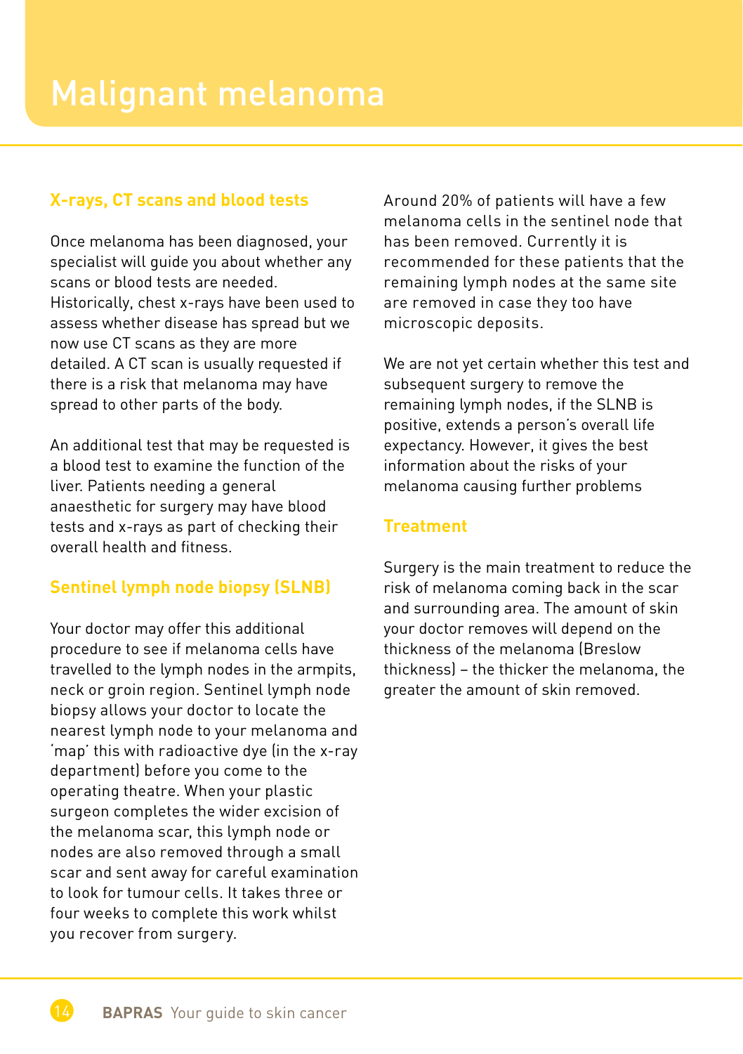# Malignant melanoma

## X-rays, CT scans and blood tests

Once melanoma has been diagnosed, your specialist will guide you about whether any scans or blood tests are needed. Historically, chest x-rays have been used to assess whether disease has spread but we now use CT scans as they are more detailed. A CT scan is usually requested if there is a risk that melanoma may have spread to other parts of the body.

An additional test that may be requested is a blood test to examine the function of the liver. Patients needing a general anaesthetic for surgery may have blood tests and x-rays as part of checking their overall health and fitness.

## Sentinel lymph node biopsy (SLNB)

Your doctor may offer this additional procedure to see if melanoma cells have travelled to the lymph nodes in the armpits, neck or groin region. Sentinel lymph node biopsy allows your doctor to locate the nearest lymph node to your melanoma and 'map' this with radioactive dye (in the x-ray department) before you come to the operating theatre. When your plastic surgeon completes the wider excision of the melanoma scar, this lymph node or nodes are also removed through a small scar and sent away for careful examination to look for tumour cells. It takes three or four weeks to complete this work whilst you recover from surgery.

Around 20% of patients will have a few melanoma cells in the sentinel node that has been removed. Currently it is recommended for these patients that the remaining lymph nodes at the same site are removed in case they too have microscopic deposits.

We are not yet certain whether this test and subsequent surgery to remove the remaining lymph nodes, if the SLNB is positive, extends a person's overall life expectancy. However, it gives the best information about the risks of your melanoma causing further problems

## Treatment

Surgery is the main treatment to reduce the risk of melanoma coming back in the scar and surrounding area. The amount of skin your doctor removes will depend on the thickness of the melanoma (Breslow thickness) – the thicker the melanoma, the greater the amount of skin removed.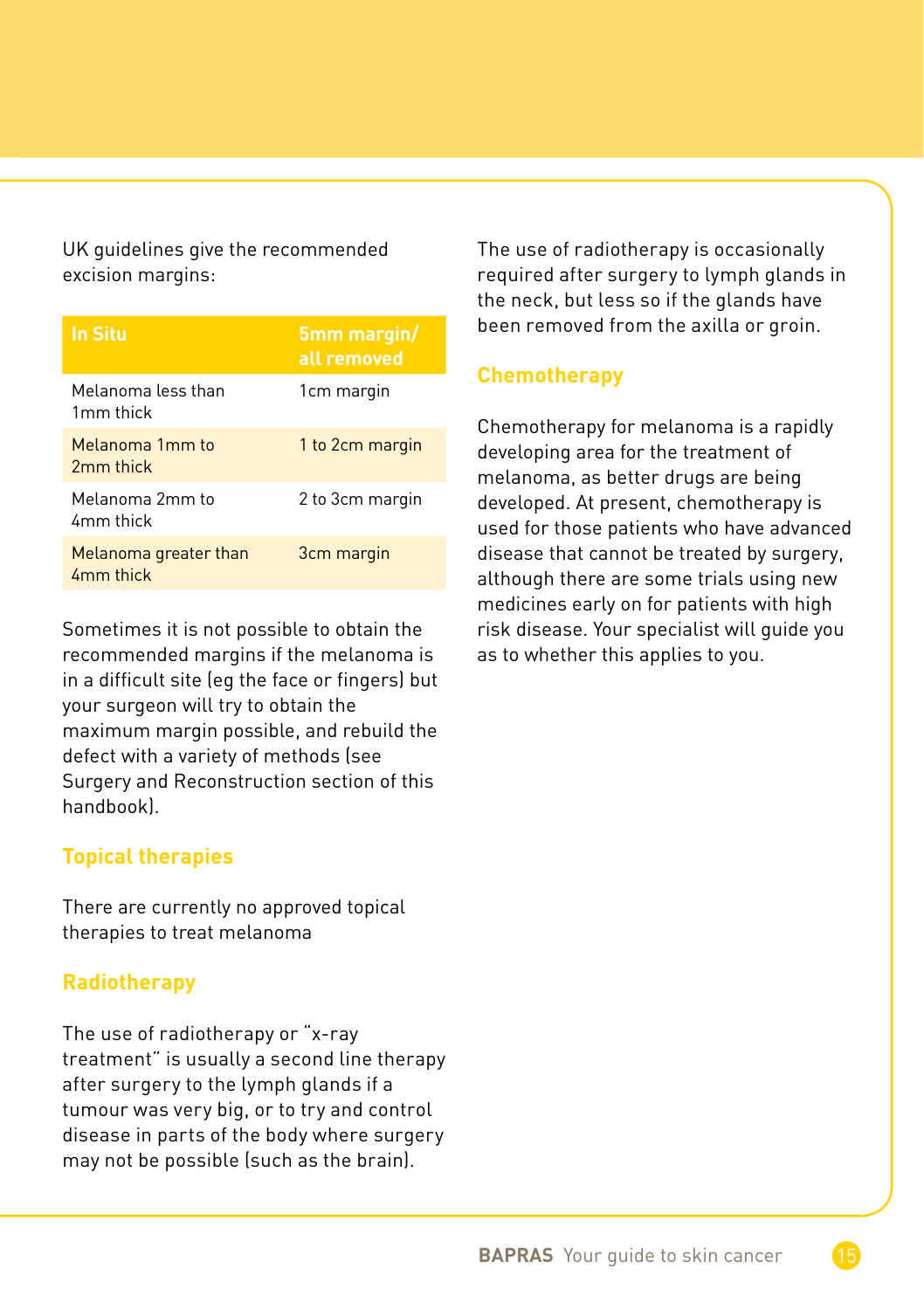UK guidelines give the recommended excision margins:

| In Situ | 5mm margin/ all removed |
|---|---|
| Melanoma less than 1mm thick | 1cm margin |
| Melanoma 1mm to 2mm thick | 1 to 2cm margin |
| Melanoma 2mm to 4mm thick | 2 to 3cm margin |
| Melanoma greater than 4mm thick | 3cm margin |

Sometimes it is not possible to obtain the recommended margins if the melanoma is in a difficult site (eg the face or fingers) but your surgeon will try to obtain the maximum margin possible, and rebuild the defect with a variety of methods (see Surgery and Reconstruction section of this handbook).

## Topical therapies

There are currently no approved topical therapies to treat melanoma

## Radiotherapy

The use of radiotherapy or "x-ray treatment" is usually a second line therapy after surgery to the lymph glands if a tumour was very big, or to try and control disease in parts of the body where surgery may not be possible (such as the brain).

The use of radiotherapy is occasionally required after surgery to lymph glands in the neck, but less so if the glands have been removed from the axilla or groin.

## Chemotherapy

Chemotherapy for melanoma is a rapidly developing area for the treatment of melanoma, as better drugs are being developed. At present, chemotherapy is used for those patients who have advanced disease that cannot be treated by surgery, although there are some trials using new medicines early on for patients with high risk disease. Your specialist will guide you as to whether this applies to you.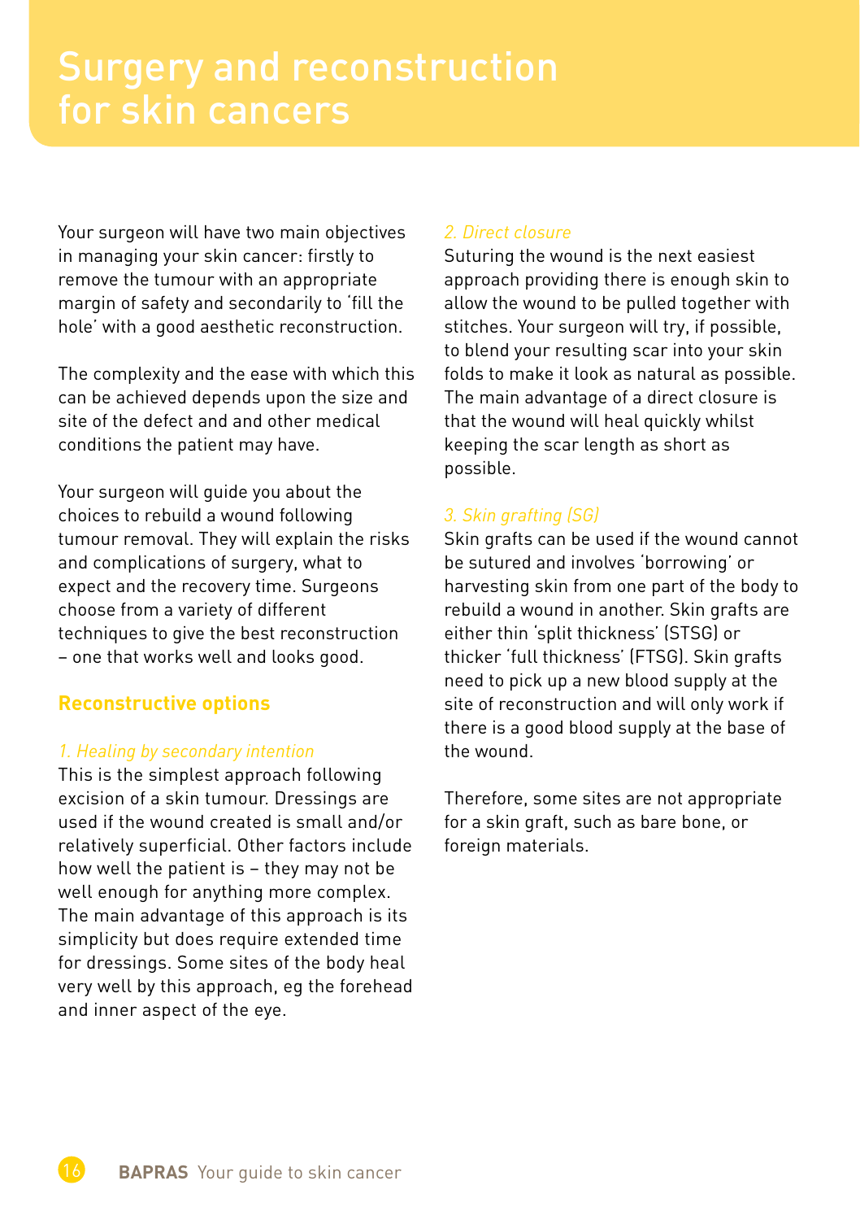# Surgery and reconstruction for skin cancers

Your surgeon will have two main objectives in managing your skin cancer: firstly to remove the tumour with an appropriate margin of safety and secondarily to 'fill the hole' with a good aesthetic reconstruction.

The complexity and the ease with which this can be achieved depends upon the size and site of the defect and and other medical conditions the patient may have.

Your surgeon will guide you about the choices to rebuild a wound following tumour removal. They will explain the risks and complications of surgery, what to expect and the recovery time. Surgeons choose from a variety of different techniques to give the best reconstruction – one that works well and looks good.

## Reconstructive options

*1. Healing by secondary intention*

This is the simplest approach following excision of a skin tumour. Dressings are used if the wound created is small and/or relatively superficial. Other factors include how well the patient is – they may not be well enough for anything more complex. The main advantage of this approach is its simplicity but does require extended time for dressings. Some sites of the body heal very well by this approach, eg the forehead and inner aspect of the eye.

*2. Direct closure*

Suturing the wound is the next easiest approach providing there is enough skin to allow the wound to be pulled together with stitches. Your surgeon will try, if possible, to blend your resulting scar into your skin folds to make it look as natural as possible. The main advantage of a direct closure is that the wound will heal quickly whilst keeping the scar length as short as possible.

*3. Skin grafting (SG)*

Skin grafts can be used if the wound cannot be sutured and involves 'borrowing' or harvesting skin from one part of the body to rebuild a wound in another. Skin grafts are either thin 'split thickness' (STSG) or thicker 'full thickness' (FTSG). Skin grafts need to pick up a new blood supply at the site of reconstruction and will only work if there is a good blood supply at the base of the wound.

Therefore, some sites are not appropriate for a skin graft, such as bare bone, or foreign materials.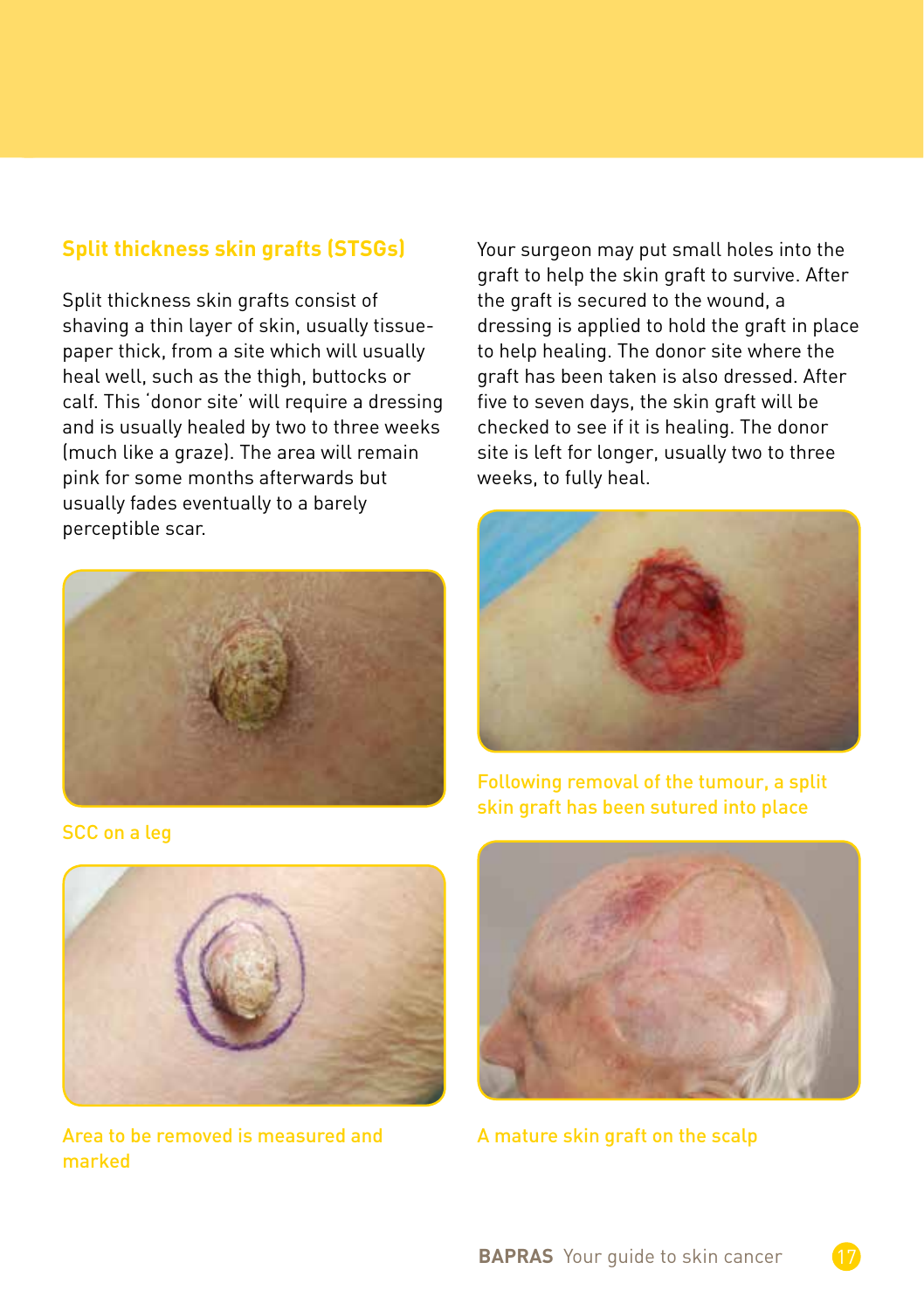## Split thickness skin grafts (STSGs)

Split thickness skin grafts consist of shaving a thin layer of skin, usually tissue-paper thick, from a site which will usually heal well, such as the thigh, buttocks or calf. This 'donor site' will require a dressing and is usually healed by two to three weeks (much like a graze). The area will remain pink for some months afterwards but usually fades eventually to a barely perceptible scar.

SCC on a leg

Area to be removed is measured and marked

Your surgeon may put small holes into the graft to help the skin graft to survive. After the graft is secured to the wound, a dressing is applied to hold the graft in place to help healing. The donor site where the graft has been taken is also dressed. After five to seven days, the skin graft will be checked to see if it is healing. The donor site is left for longer, usually two to three weeks, to fully heal.

Following removal of the tumour, a split skin graft has been sutured into place

A mature skin graft on the scalp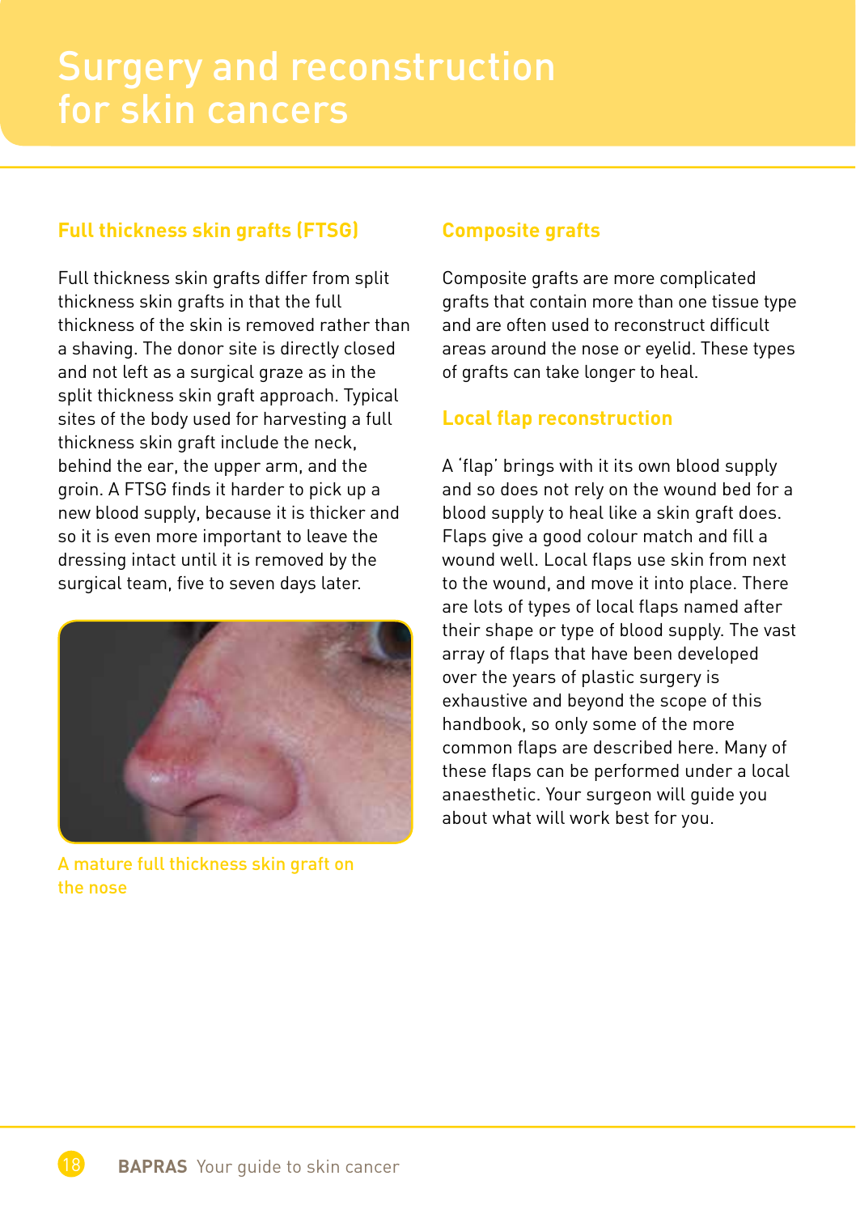# Surgery and reconstruction for skin cancers

## Full thickness skin grafts (FTSG)

Full thickness skin grafts differ from split thickness skin grafts in that the full thickness of the skin is removed rather than a shaving. The donor site is directly closed and not left as a surgical graze as in the split thickness skin graft approach. Typical sites of the body used for harvesting a full thickness skin graft include the neck, behind the ear, the upper arm, and the groin. A FTSG finds it harder to pick up a new blood supply, because it is thicker and so it is even more important to leave the dressing intact until it is removed by the surgical team, five to seven days later.

A mature full thickness skin graft on the nose

## Composite grafts

Composite grafts are more complicated grafts that contain more than one tissue type and are often used to reconstruct difficult areas around the nose or eyelid. These types of grafts can take longer to heal.

## Local flap reconstruction

A 'flap' brings with it its own blood supply and so does not rely on the wound bed for a blood supply to heal like a skin graft does. Flaps give a good colour match and fill a wound well. Local flaps use skin from next to the wound, and move it into place. There are lots of types of local flaps named after their shape or type of blood supply. The vast array of flaps that have been developed over the years of plastic surgery is exhaustive and beyond the scope of this handbook, so only some of the more common flaps are described here. Many of these flaps can be performed under a local anaesthetic. Your surgeon will guide you about what will work best for you.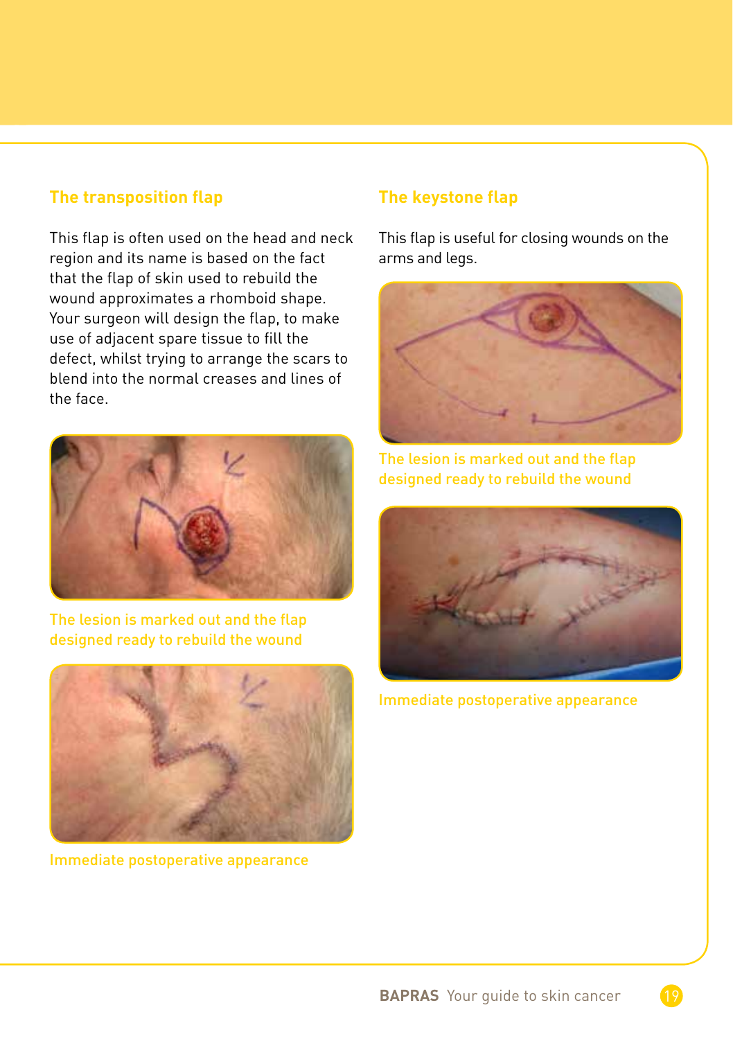## The transposition flap

This flap is often used on the head and neck region and its name is based on the fact that the flap of skin used to rebuild the wound approximates a rhomboid shape. Your surgeon will design the flap, to make use of adjacent spare tissue to fill the defect, whilst trying to arrange the scars to blend into the normal creases and lines of the face.

The lesion is marked out and the flap designed ready to rebuild the wound

Immediate postoperative appearance

## The keystone flap

This flap is useful for closing wounds on the arms and legs.

The lesion is marked out and the flap designed ready to rebuild the wound

Immediate postoperative appearance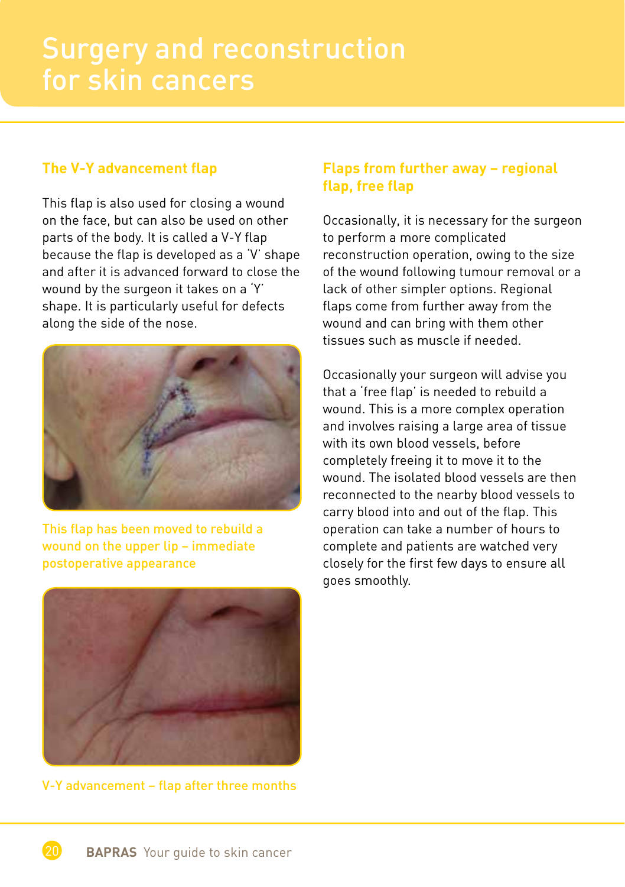# Surgery and reconstruction for skin cancers

### The V-Y advancement flap

This flap is also used for closing a wound on the face, but can also be used on other parts of the body. It is called a V-Y flap because the flap is developed as a 'V' shape and after it is advanced forward to close the wound by the surgeon it takes on a 'Y' shape. It is particularly useful for defects along the side of the nose.

This flap has been moved to rebuild a wound on the upper lip – immediate postoperative appearance

V-Y advancement – flap after three months

### Flaps from further away – regional flap, free flap

Occasionally, it is necessary for the surgeon to perform a more complicated reconstruction operation, owing to the size of the wound following tumour removal or a lack of other simpler options. Regional flaps come from further away from the wound and can bring with them other tissues such as muscle if needed.

Occasionally your surgeon will advise you that a 'free flap' is needed to rebuild a wound. This is a more complex operation and involves raising a large area of tissue with its own blood vessels, before completely freeing it to move it to the wound. The isolated blood vessels are then reconnected to the nearby blood vessels to carry blood into and out of the flap. This operation can take a number of hours to complete and patients are watched very closely for the first few days to ensure all goes smoothly.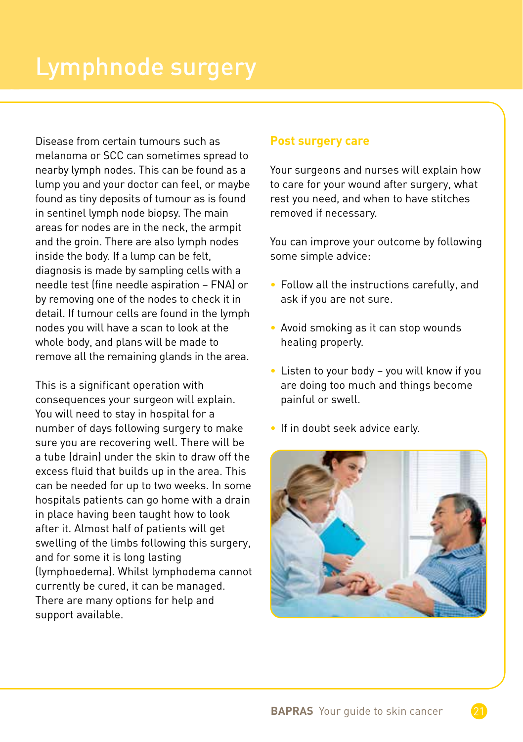# Lymphnode surgery

Disease from certain tumours such as melanoma or SCC can sometimes spread to nearby lymph nodes. This can be found as a lump you and your doctor can feel, or maybe found as tiny deposits of tumour as is found in sentinel lymph node biopsy. The main areas for nodes are in the neck, the armpit and the groin. There are also lymph nodes inside the body. If a lump can be felt, diagnosis is made by sampling cells with a needle test (fine needle aspiration – FNA) or by removing one of the nodes to check it in detail. If tumour cells are found in the lymph nodes you will have a scan to look at the whole body, and plans will be made to remove all the remaining glands in the area.

This is a significant operation with consequences your surgeon will explain. You will need to stay in hospital for a number of days following surgery to make sure you are recovering well. There will be a tube (drain) under the skin to draw off the excess fluid that builds up in the area. This can be needed for up to two weeks. In some hospitals patients can go home with a drain in place having been taught how to look after it. Almost half of patients will get swelling of the limbs following this surgery, and for some it is long lasting (lymphoedema). Whilst lymphodema cannot currently be cured, it can be managed. There are many options for help and support available.

## Post surgery care

Your surgeons and nurses will explain how to care for your wound after surgery, what rest you need, and when to have stitches removed if necessary.

You can improve your outcome by following some simple advice:

- Follow all the instructions carefully, and ask if you are not sure.
- Avoid smoking as it can stop wounds healing properly.
- Listen to your body – you will know if you are doing too much and things become painful or swell.
- If in doubt seek advice early.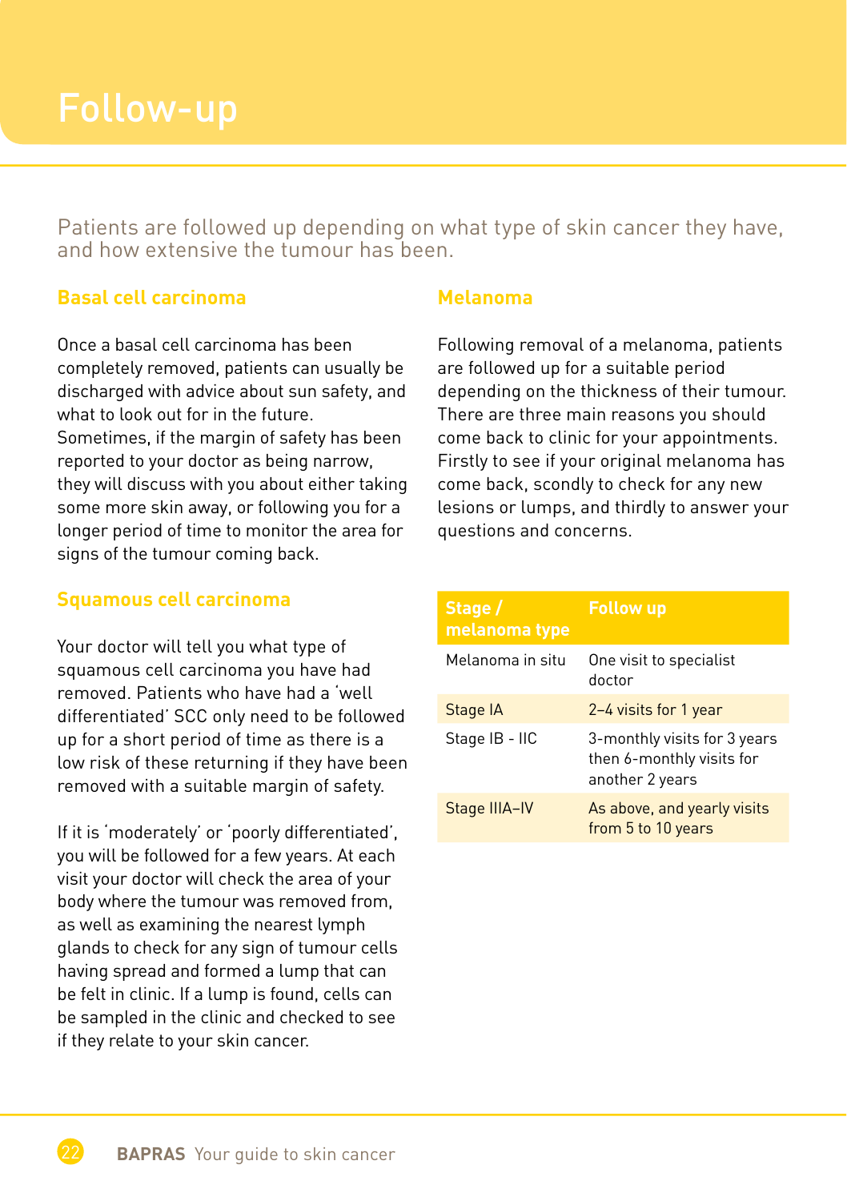# Follow-up

Patients are followed up depending on what type of skin cancer they have, and how extensive the tumour has been.

## Basal cell carcinoma

Once a basal cell carcinoma has been completely removed, patients can usually be discharged with advice about sun safety, and what to look out for in the future. Sometimes, if the margin of safety has been reported to your doctor as being narrow, they will discuss with you about either taking some more skin away, or following you for a longer period of time to monitor the area for signs of the tumour coming back.

## Squamous cell carcinoma

Your doctor will tell you what type of squamous cell carcinoma you have had removed. Patients who have had a 'well differentiated' SCC only need to be followed up for a short period of time as there is a low risk of these returning if they have been removed with a suitable margin of safety.

If it is 'moderately' or 'poorly differentiated', you will be followed for a few years. At each visit your doctor will check the area of your body where the tumour was removed from, as well as examining the nearest lymph glands to check for any sign of tumour cells having spread and formed a lump that can be felt in clinic. If a lump is found, cells can be sampled in the clinic and checked to see if they relate to your skin cancer.

## Melanoma

Following removal of a melanoma, patients are followed up for a suitable period depending on the thickness of their tumour. There are three main reasons you should come back to clinic for your appointments. Firstly to see if your original melanoma has come back, scondly to check for any new lesions or lumps, and thirdly to answer your questions and concerns.

| Stage / melanoma type | Follow up |
|---|---|
| Melanoma in situ | One visit to specialist doctor |
| Stage IA | 2–4 visits for 1 year |
| Stage IB - IIC | 3-monthly visits for 3 years then 6-monthly visits for another 2 years |
| Stage IIIA–IV | As above, and yearly visits from 5 to 10 years |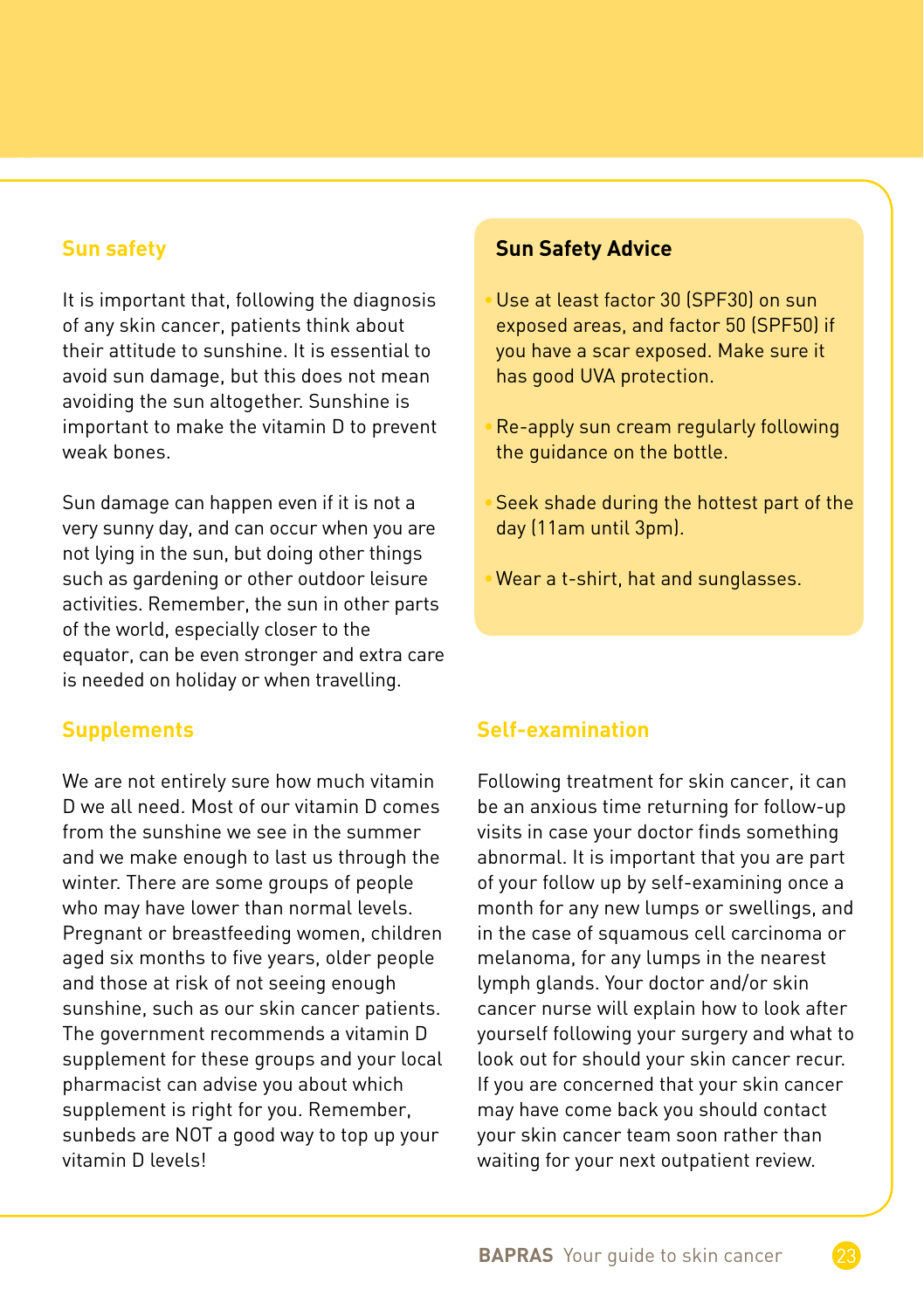## Sun safety

It is important that, following the diagnosis of any skin cancer, patients think about their attitude to sunshine. It is essential to avoid sun damage, but this does not mean avoiding the sun altogether. Sunshine is important to make the vitamin D to prevent weak bones.

Sun damage can happen even if it is not a very sunny day, and can occur when you are not lying in the sun, but doing other things such as gardening or other outdoor leisure activities. Remember, the sun in other parts of the world, especially closer to the equator, can be even stronger and extra care is needed on holiday or when travelling.

### Sun Safety Advice

- Use at least factor 30 (SPF30) on sun exposed areas, and factor 50 (SPF50) if you have a scar exposed. Make sure it has good UVA protection.
- Re-apply sun cream regularly following the guidance on the bottle.
- Seek shade during the hottest part of the day (11am until 3pm).
- Wear a t-shirt, hat and sunglasses.

## Supplements

We are not entirely sure how much vitamin D we all need. Most of our vitamin D comes from the sunshine we see in the summer and we make enough to last us through the winter. There are some groups of people who may have lower than normal levels. Pregnant or breastfeeding women, children aged six months to five years, older people and those at risk of not seeing enough sunshine, such as our skin cancer patients. The government recommends a vitamin D supplement for these groups and your local pharmacist can advise you about which supplement is right for you. Remember, sunbeds are NOT a good way to top up your vitamin D levels!

## Self-examination

Following treatment for skin cancer, it can be an anxious time returning for follow-up visits in case your doctor finds something abnormal. It is important that you are part of your follow up by self-examining once a month for any new lumps or swellings, and in the case of squamous cell carcinoma or melanoma, for any lumps in the nearest lymph glands. Your doctor and/or skin cancer nurse will explain how to look after yourself following your surgery and what to look out for should your skin cancer recur. If you are concerned that your skin cancer may have come back you should contact your skin cancer team soon rather than waiting for your next outpatient review.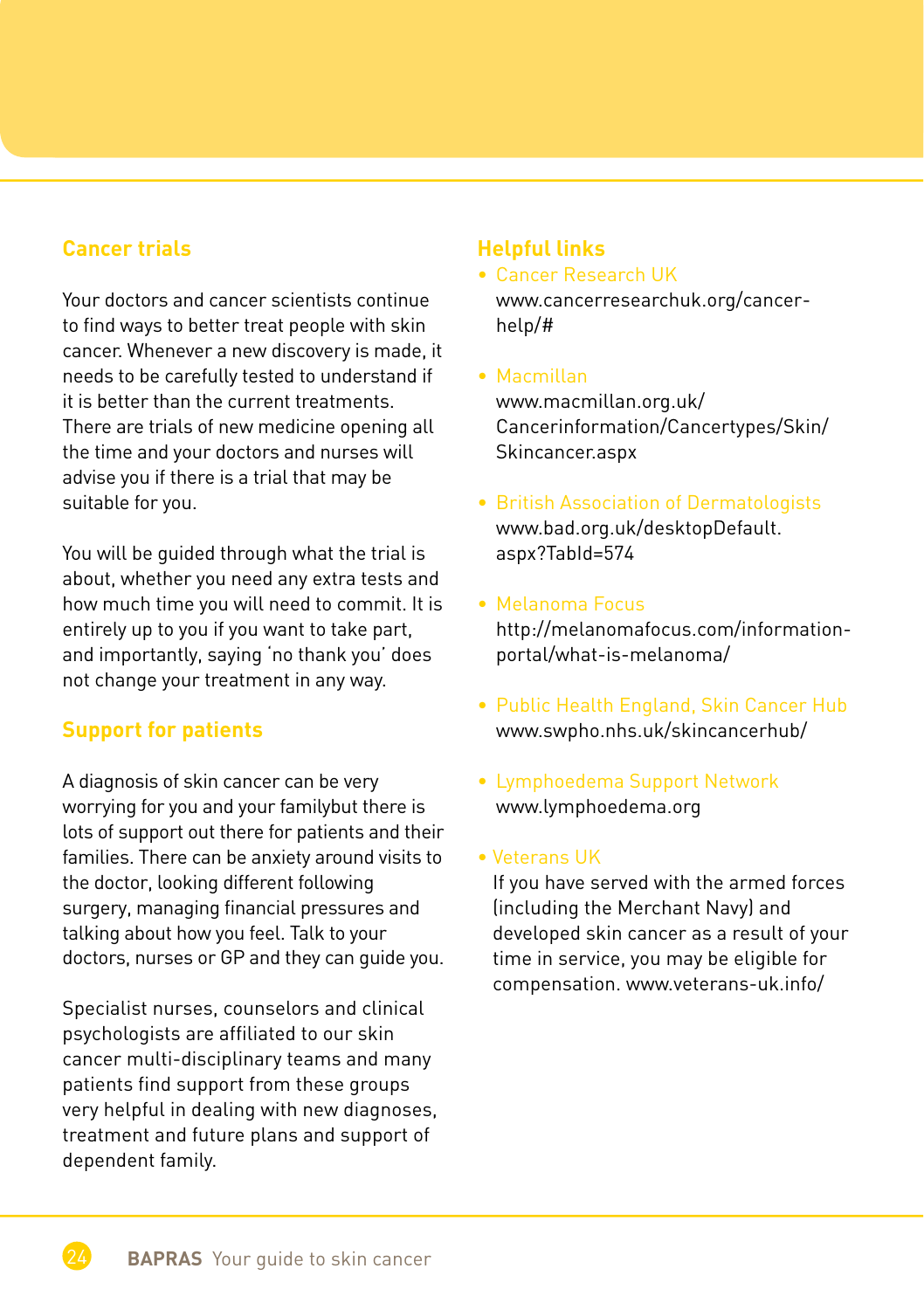## Cancer trials

Your doctors and cancer scientists continue to find ways to better treat people with skin cancer. Whenever a new discovery is made, it needs to be carefully tested to understand if it is better than the current treatments. There are trials of new medicine opening all the time and your doctors and nurses will advise you if there is a trial that may be suitable for you.

You will be guided through what the trial is about, whether you need any extra tests and how much time you will need to commit. It is entirely up to you if you want to take part, and importantly, saying 'no thank you' does not change your treatment in any way.

## Support for patients

A diagnosis of skin cancer can be very worrying for you and your familybut there is lots of support out there for patients and their families. There can be anxiety around visits to the doctor, looking different following surgery, managing financial pressures and talking about how you feel. Talk to your doctors, nurses or GP and they can guide you.

Specialist nurses, counselors and clinical psychologists are affiliated to our skin cancer multi-disciplinary teams and many patients find support from these groups very helpful in dealing with new diagnoses, treatment and future plans and support of dependent family.

## Helpful links

- Cancer Research UK
  www.cancerresearchuk.org/cancer-help/#

- Macmillan
  www.macmillan.org.uk/Cancerinformation/Cancertypes/Skin/Skincancer.aspx

- British Association of Dermatologists
  www.bad.org.uk/desktopDefault.aspx?TabId=574

- Melanoma Focus
  http://melanomafocus.com/information-portal/what-is-melanoma/

- Public Health England, Skin Cancer Hub
  www.swpho.nhs.uk/skincancerhub/

- Lymphoedema Support Network
  www.lymphoedema.org

- Veterans UK
  If you have served with the armed forces (including the Merchant Navy) and developed skin cancer as a result of your time in service, you may be eligible for compensation. www.veterans-uk.info/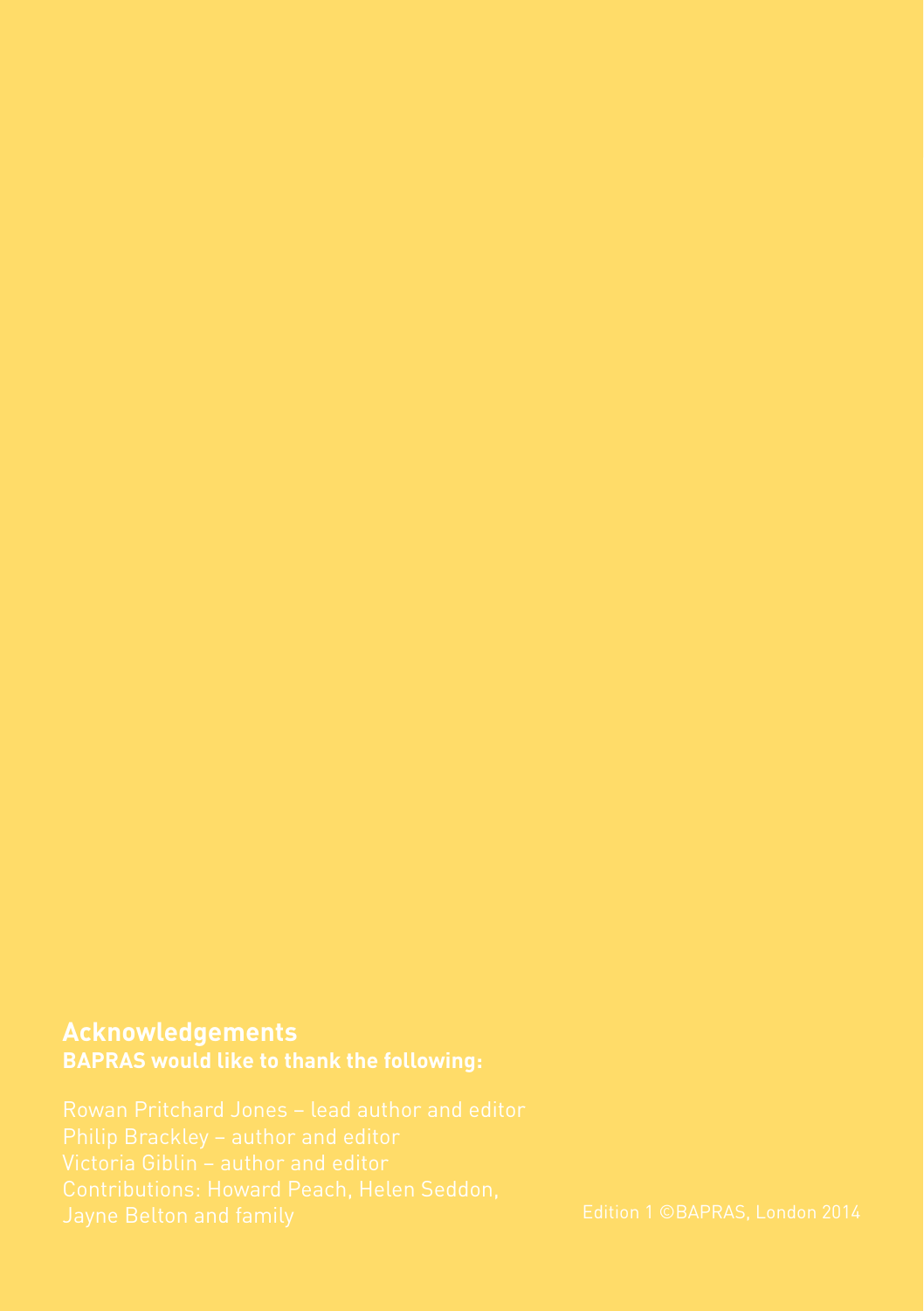## Acknowledgements

**BAPRAS would like to thank the following:**

Rowan Pritchard Jones – lead author and editor
Philip Brackley – author and editor
Victoria Giblin – author and editor
Contributions: Howard Peach, Helen Seddon, Jayne Belton and family

Edition 1 ©BAPRAS, London 2014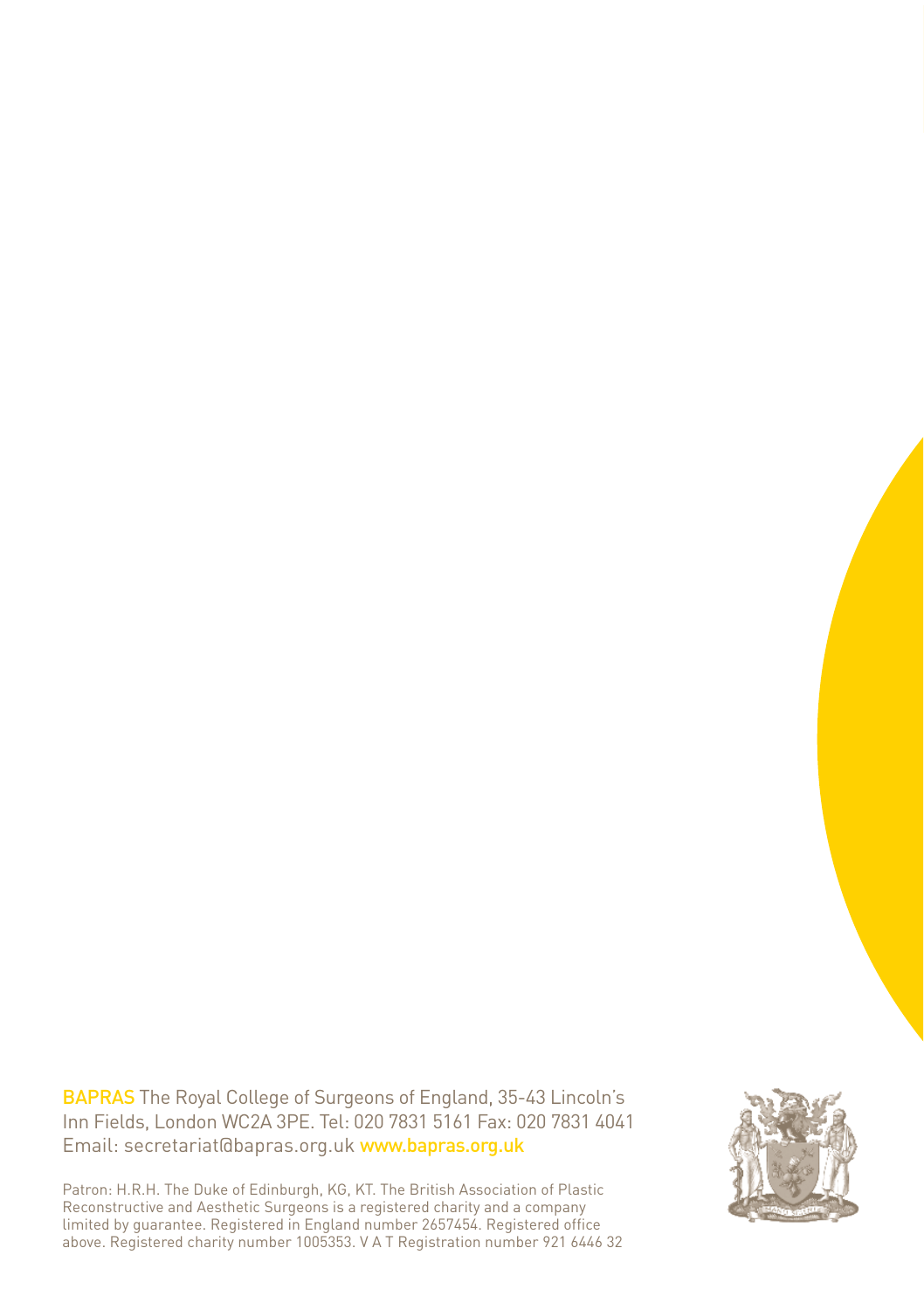BAPRAS The Royal College of Surgeons of England, 35-43 Lincoln's Inn Fields, London WC2A 3PE. Tel: 020 7831 5161 Fax: 020 7831 4041 Email: secretariat@bapras.org.uk www.bapras.org.uk

Patron: H.R.H. The Duke of Edinburgh, KG, KT. The British Association of Plastic Reconstructive and Aesthetic Surgeons is a registered charity and a company limited by guarantee. Registered in England number 2657454. Registered office above. Registered charity number 1005353. V A T Registration number 921 6446 32